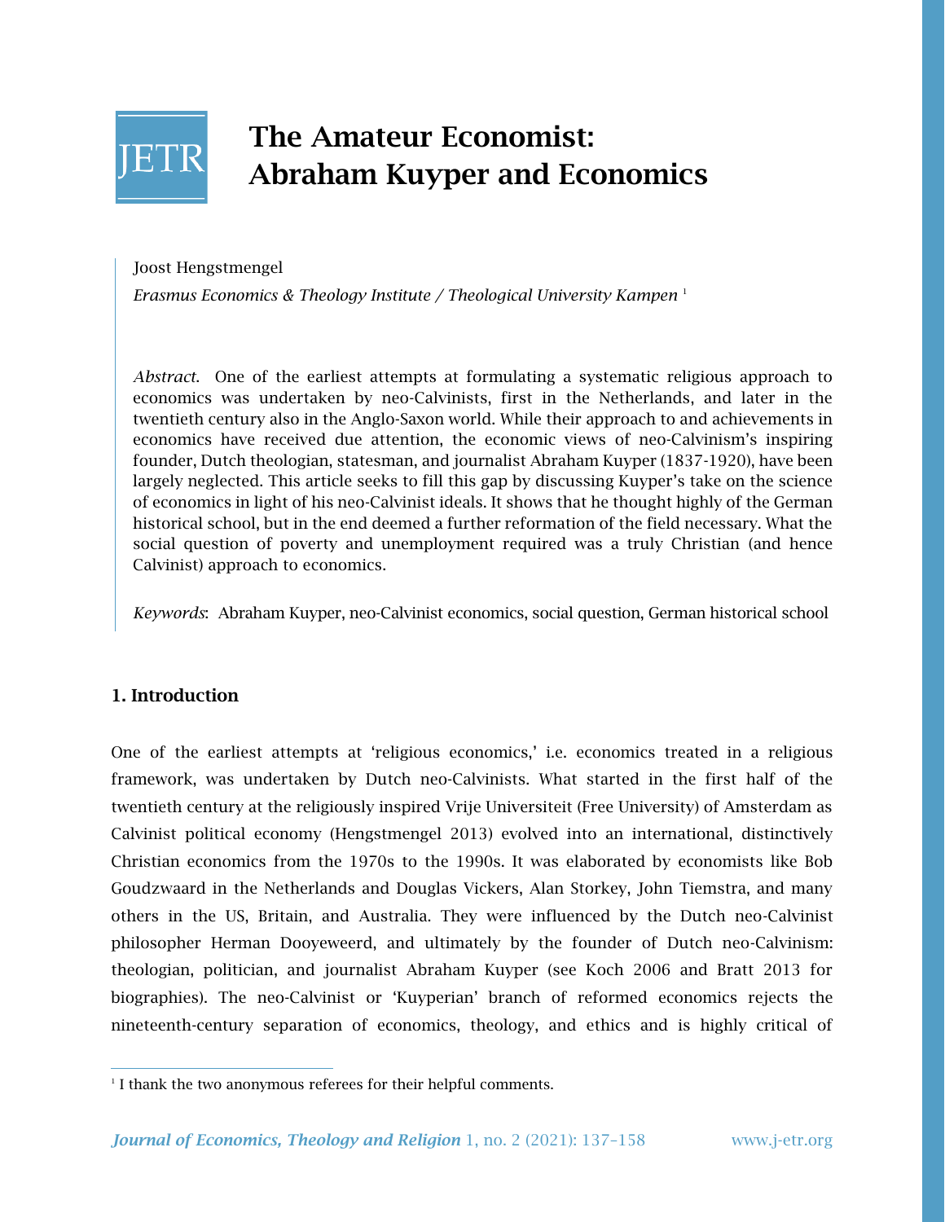# The Amateur Economist: Abraham Kuyper and Economics

Joost Hengstmengel

*Erasmus Economics & Theology Institute / Theological University Kampen* [1]

*Abstract.* One of the earliest attempts at formulating a systematic religious approach to economics was undertaken by neo-Calvinists, first in the Netherlands, and later in the twentieth century also in the Anglo-Saxon world. While their approach to and achievements in economics have received due attention, the economic views of neo-Calvinism's inspiring founder, Dutch theologian, statesman, and journalist Abraham Kuyper (1837-1920), have been largely neglected. This article seeks to fill this gap by discussing Kuyper's take on the science of economics in light of his neo-Calvinist ideals. It shows that he thought highly of the German historical school, but in the end deemed a further reformation of the field necessary. What the social question of poverty and unemployment required was a truly Christian (and hence Calvinist) approach to economics.

*Keywords*: Abraham Kuyper, neo-Calvinist economics, social question, German historical school

## 1. Introduction

One of the earliest attempts at 'religious economics,' i.e. economics treated in a religious framework, was undertaken by Dutch neo-Calvinists. What started in the first half of the twentieth century at the religiously inspired Vrije Universiteit (Free University) of Amsterdam as Calvinist political economy (Hengstmengel 2013) evolved into an international, distinctively Christian economics from the 1970s to the 1990s. It was elaborated by economists like Bob Goudzwaard in the Netherlands and Douglas Vickers, Alan Storkey, John Tiemstra, and many others in the US, Britain, and Australia. They were influenced by the Dutch neo-Calvinist philosopher Herman Dooyeweerd, and ultimately by the founder of Dutch neo-Calvinism: theologian, politician, and journalist Abraham Kuyper (see Koch 2006 and Bratt 2013 for biographies). The neo-Calvinist or 'Kuyperian' branch of reformed economics rejects the nineteenth-century separation of economics, theology, and ethics and is highly critical of

[1] I thank the two anonymous referees for their helpful comments.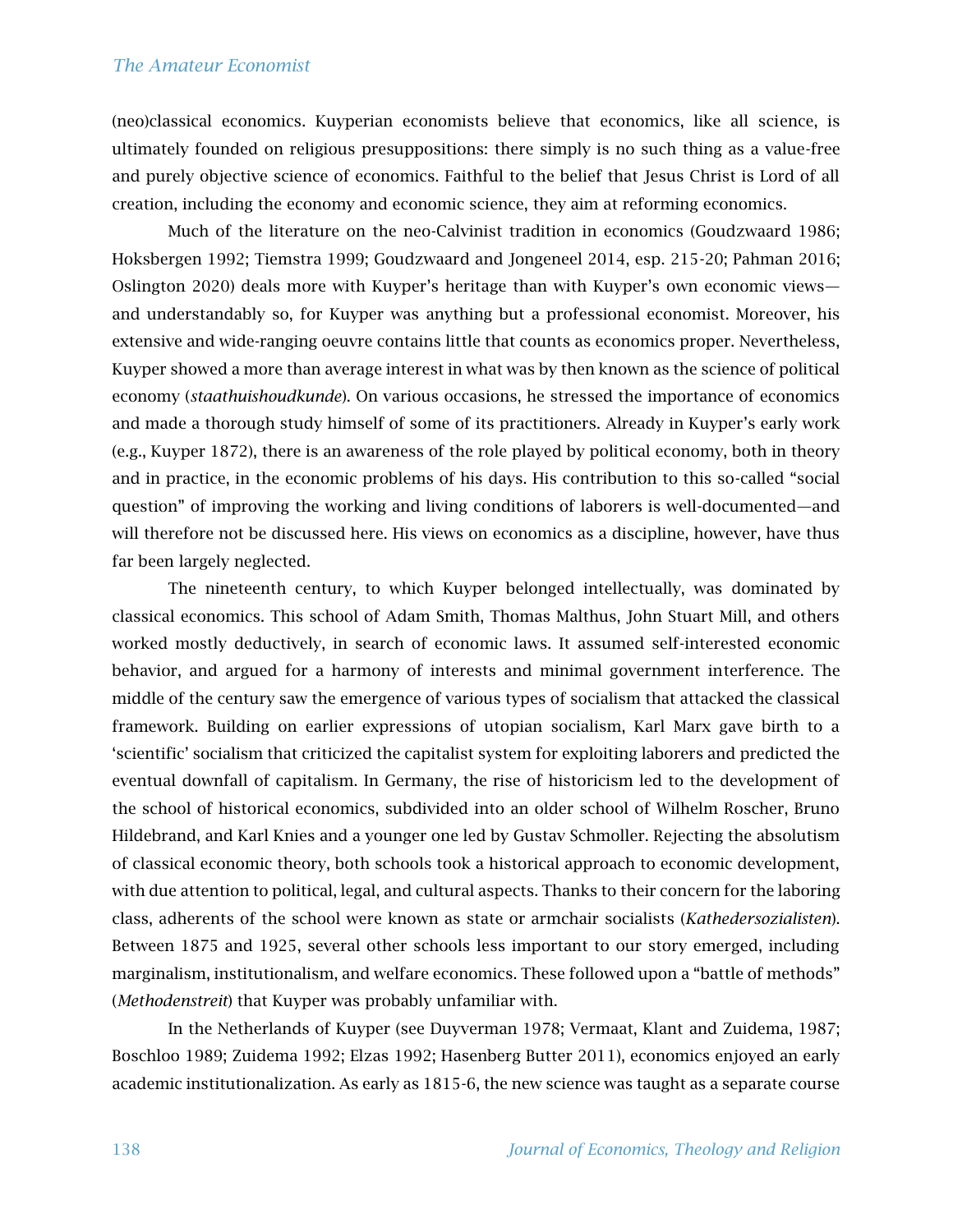(neo)classical economics. Kuyperian economists believe that economics, like all science, is ultimately founded on religious presuppositions: there simply is no such thing as a value-free and purely objective science of economics. Faithful to the belief that Jesus Christ is Lord of all creation, including the economy and economic science, they aim at reforming economics.

Much of the literature on the neo-Calvinist tradition in economics (Goudzwaard 1986; Hoksbergen 1992; Tiemstra 1999; Goudzwaard and Jongeneel 2014, esp. 215-20; Pahman 2016; Oslington 2020) deals more with Kuyper's heritage than with Kuyper's own economic views—and understandably so, for Kuyper was anything but a professional economist. Moreover, his extensive and wide-ranging oeuvre contains little that counts as economics proper. Nevertheless, Kuyper showed a more than average interest in what was by then known as the science of political economy (*staathuishoudkunde*). On various occasions, he stressed the importance of economics and made a thorough study himself of some of its practitioners. Already in Kuyper's early work (e.g., Kuyper 1872), there is an awareness of the role played by political economy, both in theory and in practice, in the economic problems of his days. His contribution to this so-called "social question" of improving the working and living conditions of laborers is well-documented—and will therefore not be discussed here. His views on economics as a discipline, however, have thus far been largely neglected.

The nineteenth century, to which Kuyper belonged intellectually, was dominated by classical economics. This school of Adam Smith, Thomas Malthus, John Stuart Mill, and others worked mostly deductively, in search of economic laws. It assumed self-interested economic behavior, and argued for a harmony of interests and minimal government interference. The middle of the century saw the emergence of various types of socialism that attacked the classical framework. Building on earlier expressions of utopian socialism, Karl Marx gave birth to a 'scientific' socialism that criticized the capitalist system for exploiting laborers and predicted the eventual downfall of capitalism. In Germany, the rise of historicism led to the development of the school of historical economics, subdivided into an older school of Wilhelm Roscher, Bruno Hildebrand, and Karl Knies and a younger one led by Gustav Schmoller. Rejecting the absolutism of classical economic theory, both schools took a historical approach to economic development, with due attention to political, legal, and cultural aspects. Thanks to their concern for the laboring class, adherents of the school were known as state or armchair socialists (*Kathedersozialisten*). Between 1875 and 1925, several other schools less important to our story emerged, including marginalism, institutionalism, and welfare economics. These followed upon a "battle of methods" (*Methodenstreit*) that Kuyper was probably unfamiliar with.

In the Netherlands of Kuyper (see Duyverman 1978; Vermaat, Klant and Zuidema, 1987; Boschloo 1989; Zuidema 1992; Elzas 1992; Hasenberg Butter 2011), economics enjoyed an early academic institutionalization. As early as 1815-6, the new science was taught as a separate course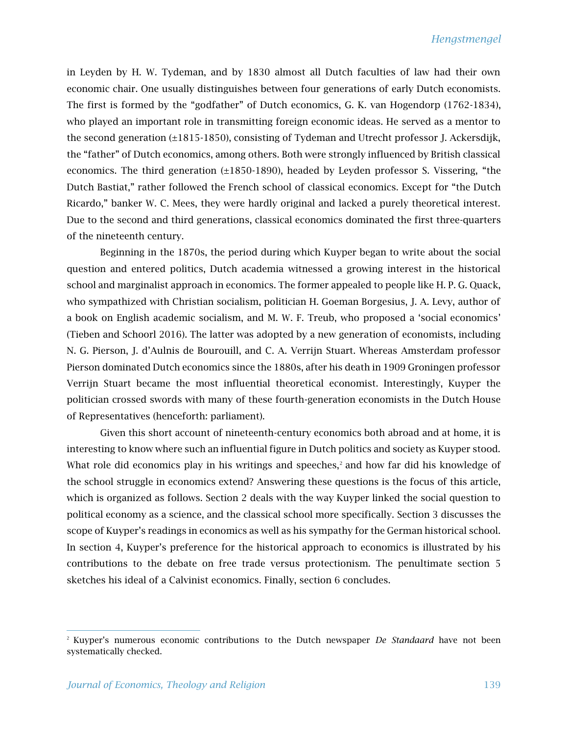in Leyden by H. W. Tydeman, and by 1830 almost all Dutch faculties of law had their own economic chair. One usually distinguishes between four generations of early Dutch economists. The first is formed by the "godfather" of Dutch economics, G. K. van Hogendorp (1762-1834), who played an important role in transmitting foreign economic ideas. He served as a mentor to the second generation (±1815-1850), consisting of Tydeman and Utrecht professor J. Ackersdijk, the "father" of Dutch economics, among others. Both were strongly influenced by British classical economics. The third generation (±1850-1890), headed by Leyden professor S. Vissering, "the Dutch Bastiat," rather followed the French school of classical economics. Except for "the Dutch Ricardo," banker W. C. Mees, they were hardly original and lacked a purely theoretical interest. Due to the second and third generations, classical economics dominated the first three-quarters of the nineteenth century.

Beginning in the 1870s, the period during which Kuyper began to write about the social question and entered politics, Dutch academia witnessed a growing interest in the historical school and marginalist approach in economics. The former appealed to people like H. P. G. Quack, who sympathized with Christian socialism, politician H. Goeman Borgesius, J. A. Levy, author of a book on English academic socialism, and M. W. F. Treub, who proposed a 'social economics' (Tieben and Schoorl 2016). The latter was adopted by a new generation of economists, including N. G. Pierson, J. d'Aulnis de Bourouill, and C. A. Verrijn Stuart. Whereas Amsterdam professor Pierson dominated Dutch economics since the 1880s, after his death in 1909 Groningen professor Verrijn Stuart became the most influential theoretical economist. Interestingly, Kuyper the politician crossed swords with many of these fourth-generation economists in the Dutch House of Representatives (henceforth: parliament).

Given this short account of nineteenth-century economics both abroad and at home, it is interesting to know where such an influential figure in Dutch politics and society as Kuyper stood. What role did economics play in his writings and speeches,[2] and how far did his knowledge of the school struggle in economics extend? Answering these questions is the focus of this article, which is organized as follows. Section 2 deals with the way Kuyper linked the social question to political economy as a science, and the classical school more specifically. Section 3 discusses the scope of Kuyper's readings in economics as well as his sympathy for the German historical school. In section 4, Kuyper's preference for the historical approach to economics is illustrated by his contributions to the debate on free trade versus protectionism. The penultimate section 5 sketches his ideal of a Calvinist economics. Finally, section 6 concludes.

---

[2] Kuyper's numerous economic contributions to the Dutch newspaper *De Standaard* have not been systematically checked.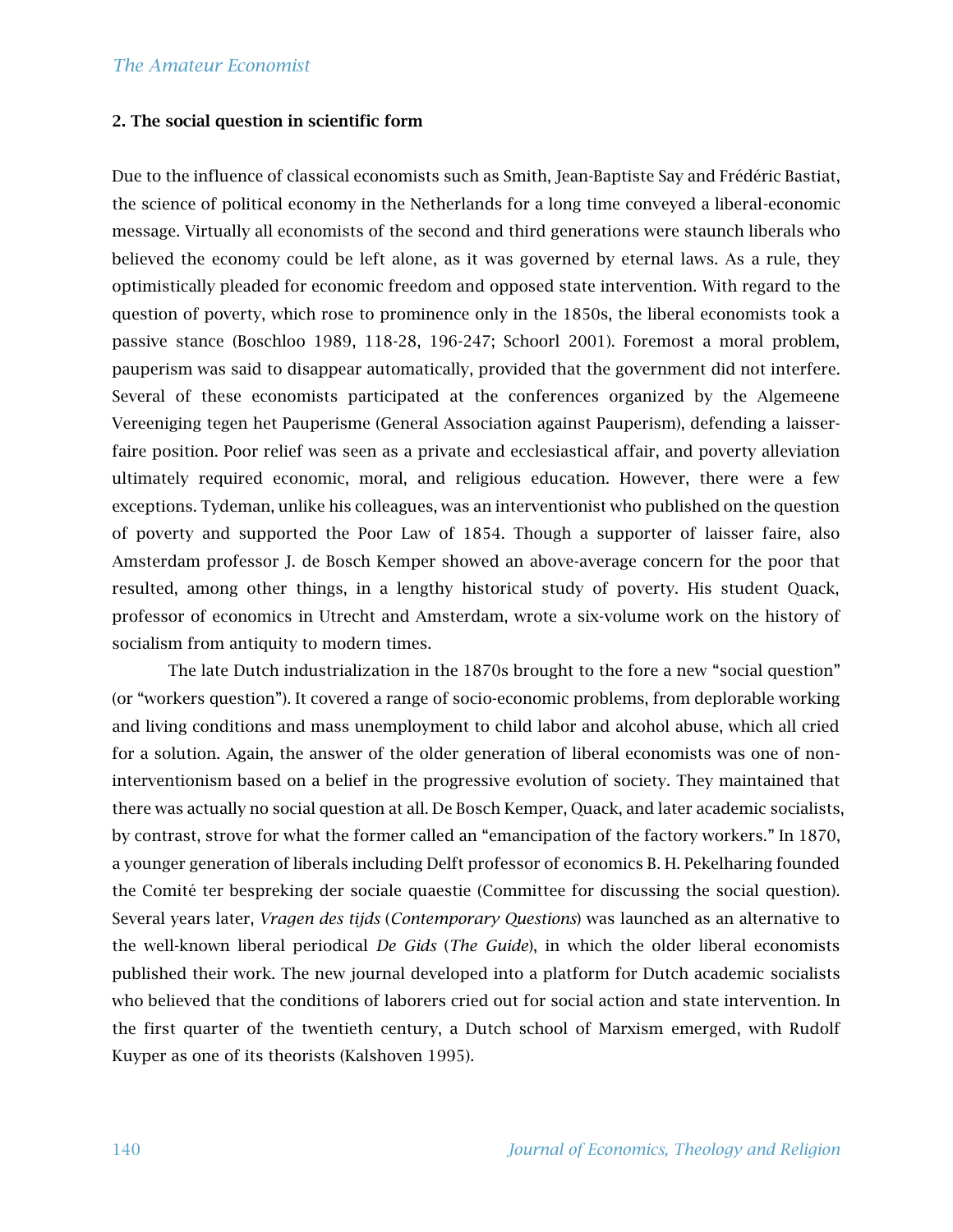## 2. The social question in scientific form

Due to the influence of classical economists such as Smith, Jean-Baptiste Say and Frédéric Bastiat, the science of political economy in the Netherlands for a long time conveyed a liberal-economic message. Virtually all economists of the second and third generations were staunch liberals who believed the economy could be left alone, as it was governed by eternal laws. As a rule, they optimistically pleaded for economic freedom and opposed state intervention. With regard to the question of poverty, which rose to prominence only in the 1850s, the liberal economists took a passive stance (Boschloo 1989, 118-28, 196-247; Schoorl 2001). Foremost a moral problem, pauperism was said to disappear automatically, provided that the government did not interfere. Several of these economists participated at the conferences organized by the Algemeene Vereeniging tegen het Pauperisme (General Association against Pauperism), defending a laisser-faire position. Poor relief was seen as a private and ecclesiastical affair, and poverty alleviation ultimately required economic, moral, and religious education. However, there were a few exceptions. Tydeman, unlike his colleagues, was an interventionist who published on the question of poverty and supported the Poor Law of 1854. Though a supporter of laisser faire, also Amsterdam professor J. de Bosch Kemper showed an above-average concern for the poor that resulted, among other things, in a lengthy historical study of poverty. His student Quack, professor of economics in Utrecht and Amsterdam, wrote a six-volume work on the history of socialism from antiquity to modern times.

The late Dutch industrialization in the 1870s brought to the fore a new "social question" (or "workers question"). It covered a range of socio-economic problems, from deplorable working and living conditions and mass unemployment to child labor and alcohol abuse, which all cried for a solution. Again, the answer of the older generation of liberal economists was one of non-interventionism based on a belief in the progressive evolution of society. They maintained that there was actually no social question at all. De Bosch Kemper, Quack, and later academic socialists, by contrast, strove for what the former called an "emancipation of the factory workers." In 1870, a younger generation of liberals including Delft professor of economics B. H. Pekelharing founded the Comité ter bespreking der sociale quaestie (Committee for discussing the social question). Several years later, *Vragen des tijds* (*Contemporary Questions*) was launched as an alternative to the well-known liberal periodical *De Gids* (*The Guide*), in which the older liberal economists published their work. The new journal developed into a platform for Dutch academic socialists who believed that the conditions of laborers cried out for social action and state intervention. In the first quarter of the twentieth century, a Dutch school of Marxism emerged, with Rudolf Kuyper as one of its theorists (Kalshoven 1995).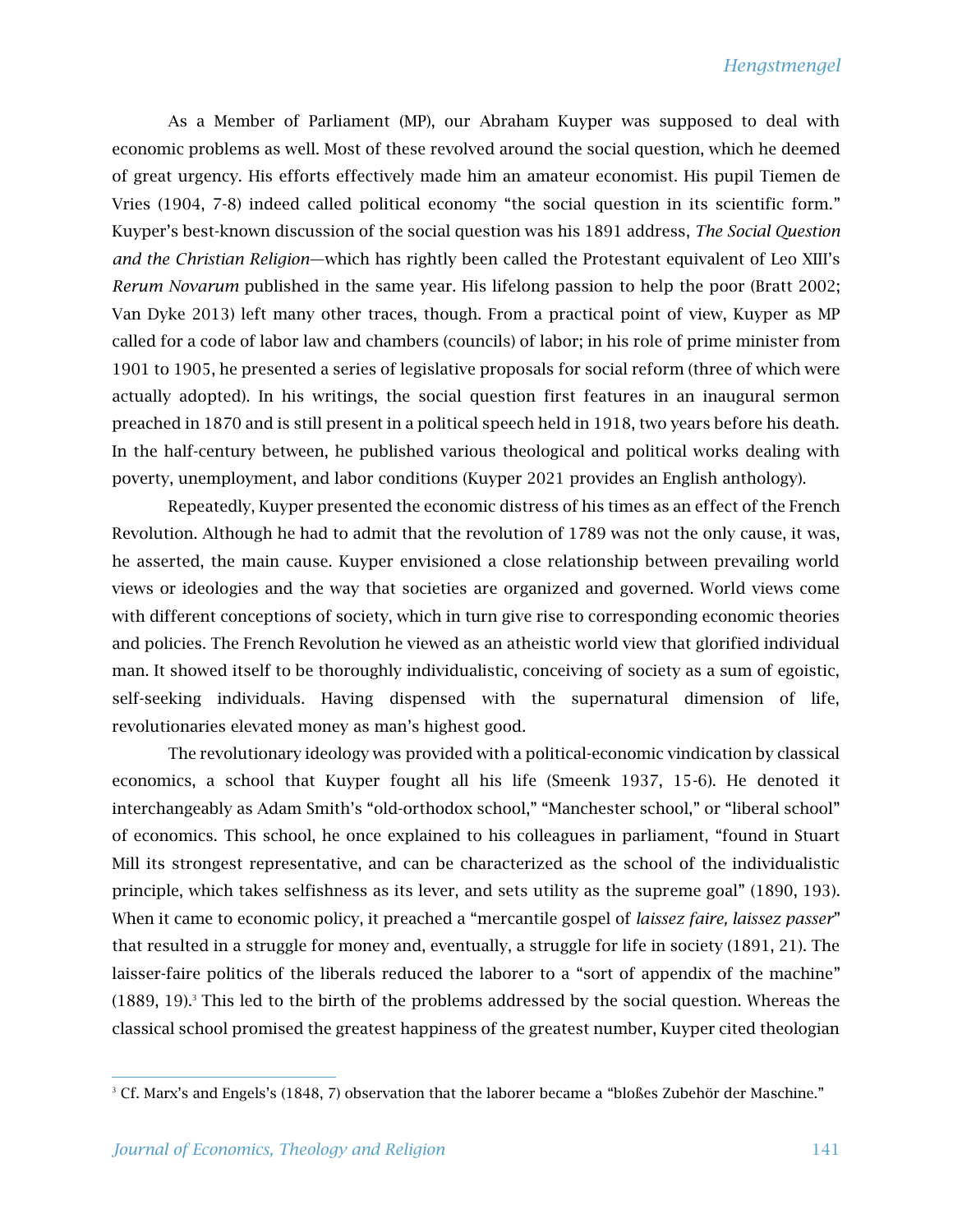As a Member of Parliament (MP), our Abraham Kuyper was supposed to deal with economic problems as well. Most of these revolved around the social question, which he deemed of great urgency. His efforts effectively made him an amateur economist. His pupil Tiemen de Vries (1904, 7-8) indeed called political economy "the social question in its scientific form." Kuyper's best-known discussion of the social question was his 1891 address, *The Social Question and the Christian Religion*—which has rightly been called the Protestant equivalent of Leo XIII's *Rerum Novarum* published in the same year. His lifelong passion to help the poor (Bratt 2002; Van Dyke 2013) left many other traces, though. From a practical point of view, Kuyper as MP called for a code of labor law and chambers (councils) of labor; in his role of prime minister from 1901 to 1905, he presented a series of legislative proposals for social reform (three of which were actually adopted). In his writings, the social question first features in an inaugural sermon preached in 1870 and is still present in a political speech held in 1918, two years before his death. In the half-century between, he published various theological and political works dealing with poverty, unemployment, and labor conditions (Kuyper 2021 provides an English anthology).

Repeatedly, Kuyper presented the economic distress of his times as an effect of the French Revolution. Although he had to admit that the revolution of 1789 was not the only cause, it was, he asserted, the main cause. Kuyper envisioned a close relationship between prevailing world views or ideologies and the way that societies are organized and governed. World views come with different conceptions of society, which in turn give rise to corresponding economic theories and policies. The French Revolution he viewed as an atheistic world view that glorified individual man. It showed itself to be thoroughly individualistic, conceiving of society as a sum of egoistic, self-seeking individuals. Having dispensed with the supernatural dimension of life, revolutionaries elevated money as man's highest good.

The revolutionary ideology was provided with a political-economic vindication by classical economics, a school that Kuyper fought all his life (Smeenk 1937, 15-6). He denoted it interchangeably as Adam Smith's "old-orthodox school," "Manchester school," or "liberal school" of economics. This school, he once explained to his colleagues in parliament, "found in Stuart Mill its strongest representative, and can be characterized as the school of the individualistic principle, which takes selfishness as its lever, and sets utility as the supreme goal" (1890, 193). When it came to economic policy, it preached a "mercantile gospel of *laissez faire, laissez passer*" that resulted in a struggle for money and, eventually, a struggle for life in society (1891, 21). The laisser-faire politics of the liberals reduced the laborer to a "sort of appendix of the machine" (1889, 19).[3] This led to the birth of the problems addressed by the social question. Whereas the classical school promised the greatest happiness of the greatest number, Kuyper cited theologian

[3] Cf. Marx's and Engels's (1848, 7) observation that the laborer became a "bloßes Zubehör der Maschine."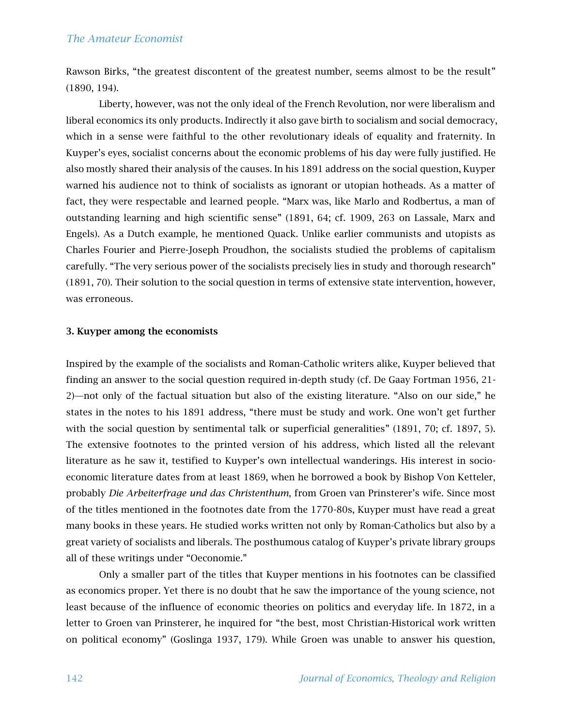Rawson Birks, "the greatest discontent of the greatest number, seems almost to be the result" (1890, 194).

Liberty, however, was not the only ideal of the French Revolution, nor were liberalism and liberal economics its only products. Indirectly it also gave birth to socialism and social democracy, which in a sense were faithful to the other revolutionary ideals of equality and fraternity. In Kuyper's eyes, socialist concerns about the economic problems of his day were fully justified. He also mostly shared their analysis of the causes. In his 1891 address on the social question, Kuyper warned his audience not to think of socialists as ignorant or utopian hotheads. As a matter of fact, they were respectable and learned people. "Marx was, like Marlo and Rodbertus, a man of outstanding learning and high scientific sense" (1891, 64; cf. 1909, 263 on Lassale, Marx and Engels). As a Dutch example, he mentioned Quack. Unlike earlier communists and utopists as Charles Fourier and Pierre-Joseph Proudhon, the socialists studied the problems of capitalism carefully. "The very serious power of the socialists precisely lies in study and thorough research" (1891, 70). Their solution to the social question in terms of extensive state intervention, however, was erroneous.

### 3. Kuyper among the economists

Inspired by the example of the socialists and Roman-Catholic writers alike, Kuyper believed that finding an answer to the social question required in-depth study (cf. De Gaay Fortman 1956, 21-2)—not only of the factual situation but also of the existing literature. "Also on our side," he states in the notes to his 1891 address, "there must be study and work. One won't get further with the social question by sentimental talk or superficial generalities" (1891, 70; cf. 1897, 5). The extensive footnotes to the printed version of his address, which listed all the relevant literature as he saw it, testified to Kuyper's own intellectual wanderings. His interest in socio-economic literature dates from at least 1869, when he borrowed a book by Bishop Von Ketteler, probably *Die Arbeiterfrage und das Christenthum*, from Groen van Prinsterer's wife. Since most of the titles mentioned in the footnotes date from the 1770-80s, Kuyper must have read a great many books in these years. He studied works written not only by Roman-Catholics but also by a great variety of socialists and liberals. The posthumous catalog of Kuyper's private library groups all of these writings under "Oeconomie."

Only a smaller part of the titles that Kuyper mentions in his footnotes can be classified as economics proper. Yet there is no doubt that he saw the importance of the young science, not least because of the influence of economic theories on politics and everyday life. In 1872, in a letter to Groen van Prinsterer, he inquired for "the best, most Christian-Historical work written on political economy" (Goslinga 1937, 179). While Groen was unable to answer his question,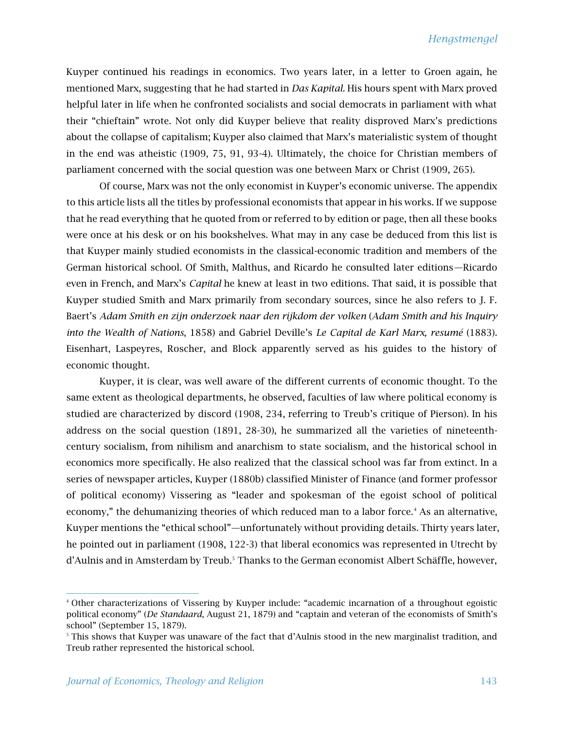Kuyper continued his readings in economics. Two years later, in a letter to Groen again, he mentioned Marx, suggesting that he had started in *Das Kapital*. His hours spent with Marx proved helpful later in life when he confronted socialists and social democrats in parliament with what their "chieftain" wrote. Not only did Kuyper believe that reality disproved Marx's predictions about the collapse of capitalism; Kuyper also claimed that Marx's materialistic system of thought in the end was atheistic (1909, 75, 91, 93-4). Ultimately, the choice for Christian members of parliament concerned with the social question was one between Marx or Christ (1909, 265).

Of course, Marx was not the only economist in Kuyper's economic universe. The appendix to this article lists all the titles by professional economists that appear in his works. If we suppose that he read everything that he quoted from or referred to by edition or page, then all these books were once at his desk or on his bookshelves. What may in any case be deduced from this list is that Kuyper mainly studied economists in the classical-economic tradition and members of the German historical school. Of Smith, Malthus, and Ricardo he consulted later editions—Ricardo even in French, and Marx's *Capital* he knew at least in two editions. That said, it is possible that Kuyper studied Smith and Marx primarily from secondary sources, since he also refers to J. F. Baert's *Adam Smith en zijn onderzoek naar den rijkdom der volken* (*Adam Smith and his Inquiry into the Wealth of Nations*, 1858) and Gabriel Deville's *Le Capital de Karl Marx, resumé* (1883). Eisenhart, Laspeyres, Roscher, and Block apparently served as his guides to the history of economic thought.

Kuyper, it is clear, was well aware of the different currents of economic thought. To the same extent as theological departments, he observed, faculties of law where political economy is studied are characterized by discord (1908, 234, referring to Treub's critique of Pierson). In his address on the social question (1891, 28-30), he summarized all the varieties of nineteenth-century socialism, from nihilism and anarchism to state socialism, and the historical school in economics more specifically. He also realized that the classical school was far from extinct. In a series of newspaper articles, Kuyper (1880b) classified Minister of Finance (and former professor of political economy) Vissering as "leader and spokesman of the egoist school of political economy," the dehumanizing theories of which reduced man to a labor force.[4] As an alternative, Kuyper mentions the "ethical school"—unfortunately without providing details. Thirty years later, he pointed out in parliament (1908, 122-3) that liberal economics was represented in Utrecht by d'Aulnis and in Amsterdam by Treub.[5] Thanks to the German economist Albert Schäffle, however,

---

[4] Other characterizations of Vissering by Kuyper include: "academic incarnation of a throughout egoistic political economy" (*De Standaard*, August 21, 1879) and "captain and veteran of the economists of Smith's school" (September 15, 1879).

[5] This shows that Kuyper was unaware of the fact that d'Aulnis stood in the new marginalist tradition, and Treub rather represented the historical school.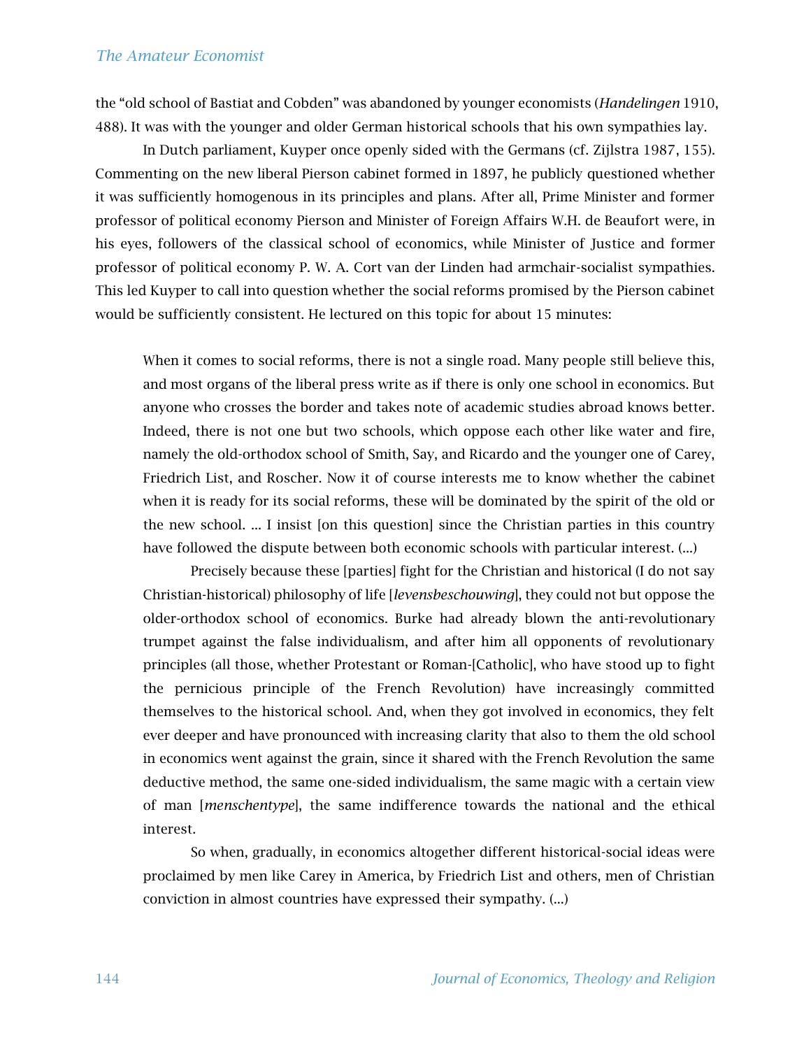the "old school of Bastiat and Cobden" was abandoned by younger economists (*Handelingen* 1910, 488). It was with the younger and older German historical schools that his own sympathies lay.

In Dutch parliament, Kuyper once openly sided with the Germans (cf. Zijlstra 1987, 155). Commenting on the new liberal Pierson cabinet formed in 1897, he publicly questioned whether it was sufficiently homogenous in its principles and plans. After all, Prime Minister and former professor of political economy Pierson and Minister of Foreign Affairs W.H. de Beaufort were, in his eyes, followers of the classical school of economics, while Minister of Justice and former professor of political economy P. W. A. Cort van der Linden had armchair-socialist sympathies. This led Kuyper to call into question whether the social reforms promised by the Pierson cabinet would be sufficiently consistent. He lectured on this topic for about 15 minutes:

> When it comes to social reforms, there is not a single road. Many people still believe this, and most organs of the liberal press write as if there is only one school in economics. But anyone who crosses the border and takes note of academic studies abroad knows better. Indeed, there is not one but two schools, which oppose each other like water and fire, namely the old-orthodox school of Smith, Say, and Ricardo and the younger one of Carey, Friedrich List, and Roscher. Now it of course interests me to know whether the cabinet when it is ready for its social reforms, these will be dominated by the spirit of the old or the new school. … I insist [on this question] since the Christian parties in this country have followed the dispute between both economic schools with particular interest. (…)
>
> Precisely because these [parties] fight for the Christian and historical (I do not say Christian-historical) philosophy of life [*levensbeschouwing*], they could not but oppose the older-orthodox school of economics. Burke had already blown the anti-revolutionary trumpet against the false individualism, and after him all opponents of revolutionary principles (all those, whether Protestant or Roman-[Catholic], who have stood up to fight the pernicious principle of the French Revolution) have increasingly committed themselves to the historical school. And, when they got involved in economics, they felt ever deeper and have pronounced with increasing clarity that also to them the old school in economics went against the grain, since it shared with the French Revolution the same deductive method, the same one-sided individualism, the same magic with a certain view of man [*menschentype*], the same indifference towards the national and the ethical interest.
>
> So when, gradually, in economics altogether different historical-social ideas were proclaimed by men like Carey in America, by Friedrich List and others, men of Christian conviction in almost countries have expressed their sympathy. (…)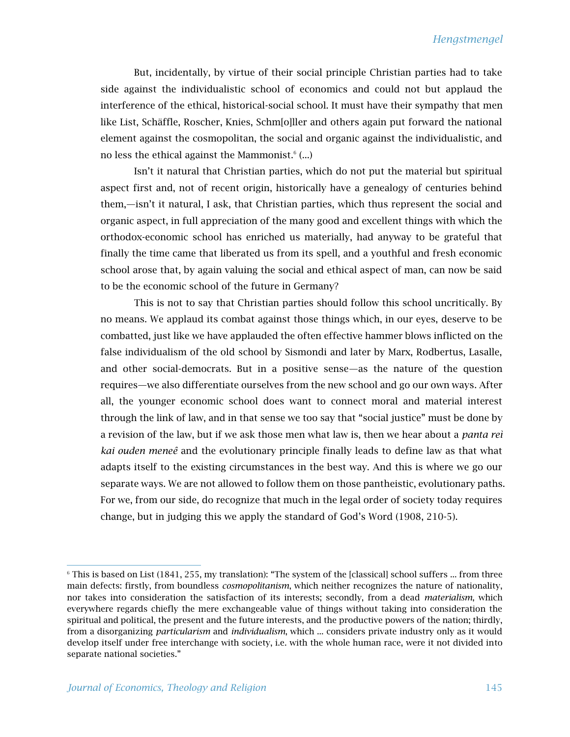But, incidentally, by virtue of their social principle Christian parties had to take side against the individualistic school of economics and could not but applaud the interference of the ethical, historical-social school. It must have their sympathy that men like List, Schäffle, Roscher, Knies, Schm[o]ller and others again put forward the national element against the cosmopolitan, the social and organic against the individualistic, and no less the ethical against the Mammonist.[6] (...)

Isn't it natural that Christian parties, which do not put the material but spiritual aspect first and, not of recent origin, historically have a genealogy of centuries behind them,—isn't it natural, I ask, that Christian parties, which thus represent the social and organic aspect, in full appreciation of the many good and excellent things with which the orthodox-economic school has enriched us materially, had anyway to be grateful that finally the time came that liberated us from its spell, and a youthful and fresh economic school arose that, by again valuing the social and ethical aspect of man, can now be said to be the economic school of the future in Germany?

This is not to say that Christian parties should follow this school uncritically. By no means. We applaud its combat against those things which, in our eyes, deserve to be combatted, just like we have applauded the often effective hammer blows inflicted on the false individualism of the old school by Sismondi and later by Marx, Rodbertus, Lasalle, and other social-democrats. But in a positive sense—as the nature of the question requires—we also differentiate ourselves from the new school and go our own ways. After all, the younger economic school does want to connect moral and material interest through the link of law, and in that sense we too say that "social justice" must be done by a revision of the law, but if we ask those men what law is, then we hear about a *panta reì kai ouden meneê* and the evolutionary principle finally leads to define law as that what adapts itself to the existing circumstances in the best way. And this is where we go our separate ways. We are not allowed to follow them on those pantheistic, evolutionary paths. For we, from our side, do recognize that much in the legal order of society today requires change, but in judging this we apply the standard of God's Word (1908, 210-5).

---

[6] This is based on List (1841, 255, my translation): "The system of the [classical] school suffers ... from three main defects: firstly, from boundless *cosmopolitanism*, which neither recognizes the nature of nationality, nor takes into consideration the satisfaction of its interests; secondly, from a dead *materialism*, which everywhere regards chiefly the mere exchangeable value of things without taking into consideration the spiritual and political, the present and the future interests, and the productive powers of the nation; thirdly, from a disorganizing *particularism* and *individualism*, which ... considers private industry only as it would develop itself under free interchange with society, i.e. with the whole human race, were it not divided into separate national societies."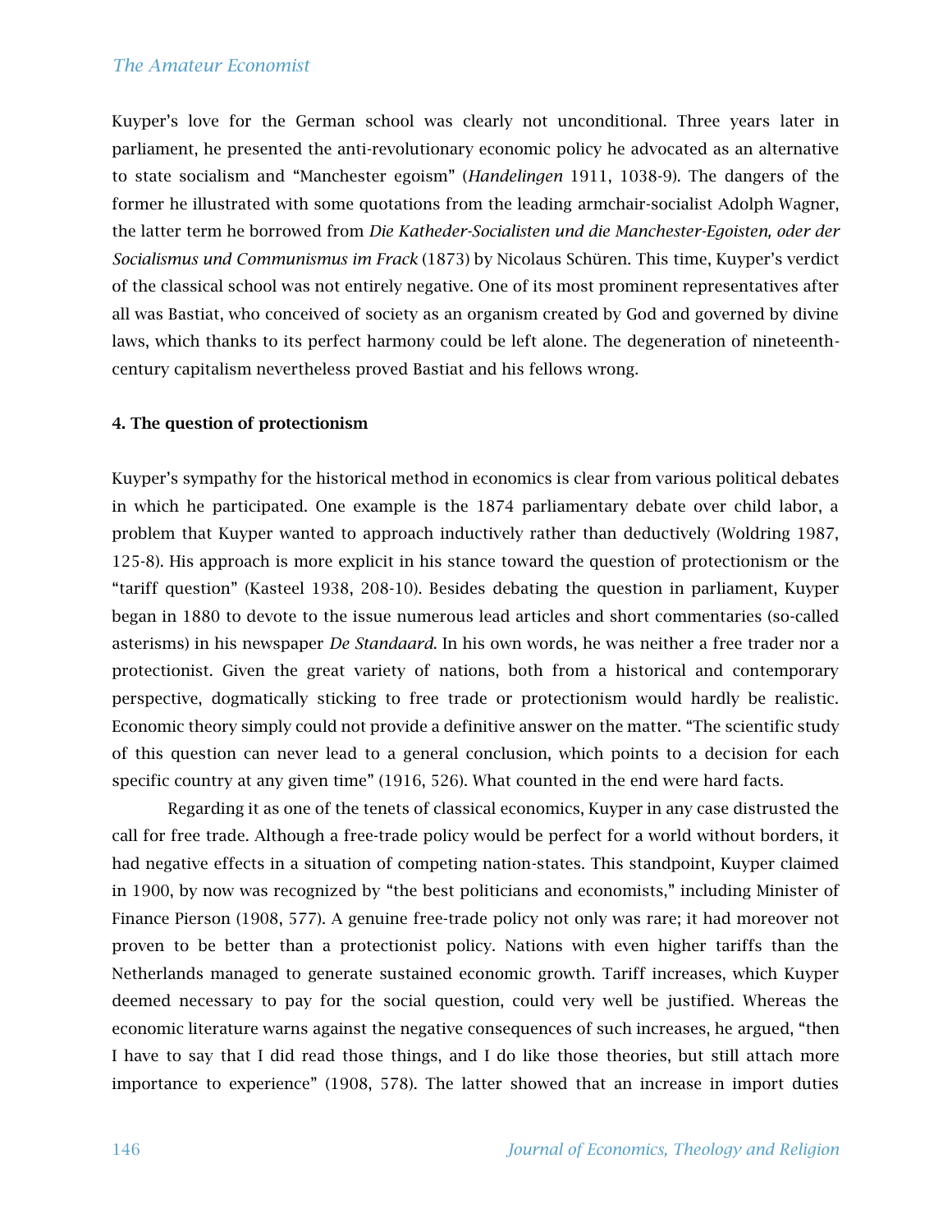Kuyper's love for the German school was clearly not unconditional. Three years later in parliament, he presented the anti-revolutionary economic policy he advocated as an alternative to state socialism and "Manchester egoism" (*Handelingen* 1911, 1038-9). The dangers of the former he illustrated with some quotations from the leading armchair-socialist Adolph Wagner, the latter term he borrowed from *Die Katheder-Socialisten und die Manchester-Egoisten, oder der Socialismus und Communismus im Frack* (1873) by Nicolaus Schüren. This time, Kuyper's verdict of the classical school was not entirely negative. One of its most prominent representatives after all was Bastiat, who conceived of society as an organism created by God and governed by divine laws, which thanks to its perfect harmony could be left alone. The degeneration of nineteenth-century capitalism nevertheless proved Bastiat and his fellows wrong.

### 4. The question of protectionism

Kuyper's sympathy for the historical method in economics is clear from various political debates in which he participated. One example is the 1874 parliamentary debate over child labor, a problem that Kuyper wanted to approach inductively rather than deductively (Woldring 1987, 125-8). His approach is more explicit in his stance toward the question of protectionism or the "tariff question" (Kasteel 1938, 208-10). Besides debating the question in parliament, Kuyper began in 1880 to devote to the issue numerous lead articles and short commentaries (so-called asterisms) in his newspaper *De Standaard*. In his own words, he was neither a free trader nor a protectionist. Given the great variety of nations, both from a historical and contemporary perspective, dogmatically sticking to free trade or protectionism would hardly be realistic. Economic theory simply could not provide a definitive answer on the matter. "The scientific study of this question can never lead to a general conclusion, which points to a decision for each specific country at any given time" (1916, 526). What counted in the end were hard facts.

Regarding it as one of the tenets of classical economics, Kuyper in any case distrusted the call for free trade. Although a free-trade policy would be perfect for a world without borders, it had negative effects in a situation of competing nation-states. This standpoint, Kuyper claimed in 1900, by now was recognized by "the best politicians and economists," including Minister of Finance Pierson (1908, 577). A genuine free-trade policy not only was rare; it had moreover not proven to be better than a protectionist policy. Nations with even higher tariffs than the Netherlands managed to generate sustained economic growth. Tariff increases, which Kuyper deemed necessary to pay for the social question, could very well be justified. Whereas the economic literature warns against the negative consequences of such increases, he argued, "then I have to say that I did read those things, and I do like those theories, but still attach more importance to experience" (1908, 578). The latter showed that an increase in import duties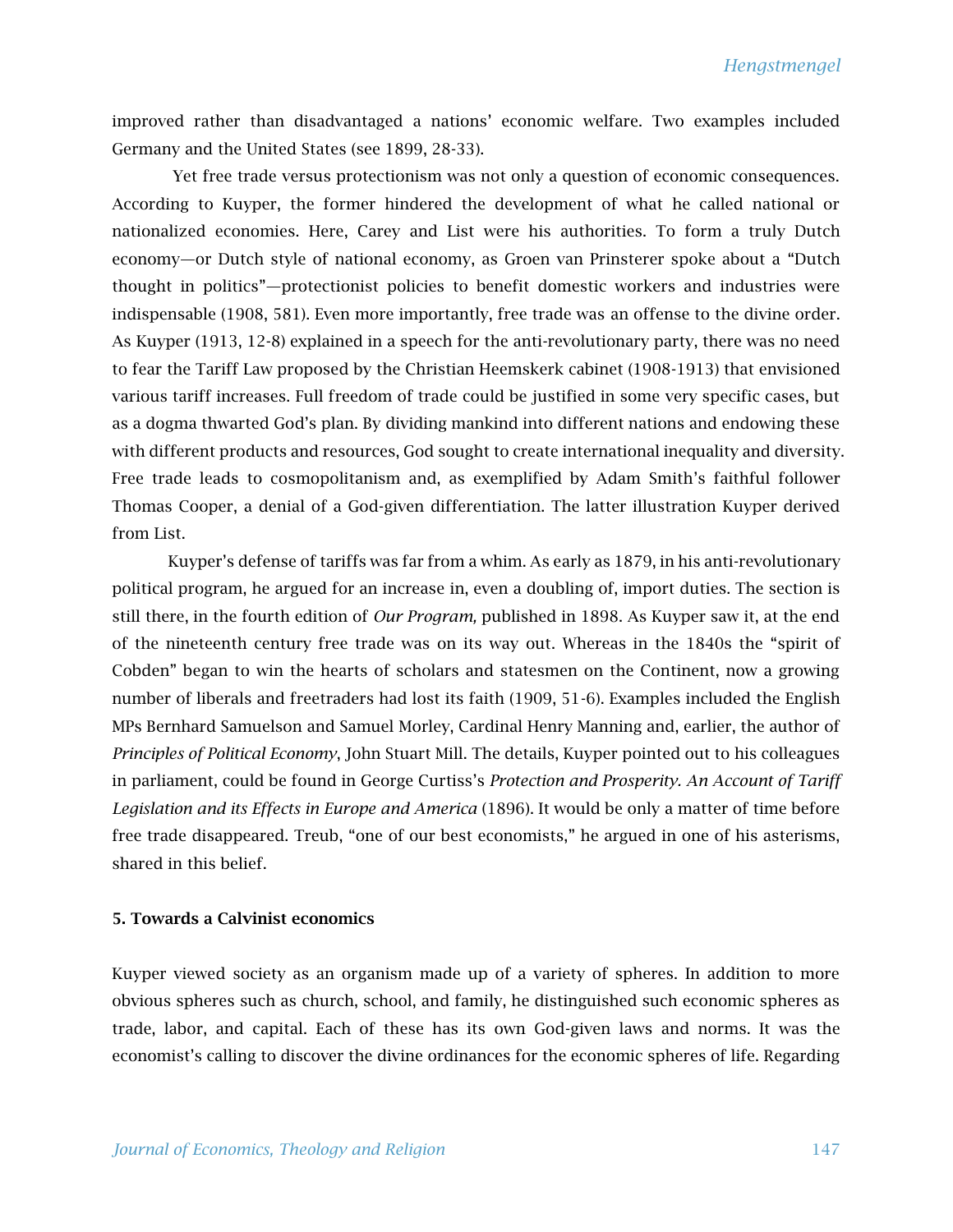improved rather than disadvantaged a nations' economic welfare. Two examples included Germany and the United States (see 1899, 28-33).

Yet free trade versus protectionism was not only a question of economic consequences. According to Kuyper, the former hindered the development of what he called national or nationalized economies. Here, Carey and List were his authorities. To form a truly Dutch economy—or Dutch style of national economy, as Groen van Prinsterer spoke about a "Dutch thought in politics"—protectionist policies to benefit domestic workers and industries were indispensable (1908, 581). Even more importantly, free trade was an offense to the divine order. As Kuyper (1913, 12-8) explained in a speech for the anti-revolutionary party, there was no need to fear the Tariff Law proposed by the Christian Heemskerk cabinet (1908-1913) that envisioned various tariff increases. Full freedom of trade could be justified in some very specific cases, but as a dogma thwarted God's plan. By dividing mankind into different nations and endowing these with different products and resources, God sought to create international inequality and diversity. Free trade leads to cosmopolitanism and, as exemplified by Adam Smith's faithful follower Thomas Cooper, a denial of a God-given differentiation. The latter illustration Kuyper derived from List.

Kuyper's defense of tariffs was far from a whim. As early as 1879, in his anti-revolutionary political program, he argued for an increase in, even a doubling of, import duties. The section is still there, in the fourth edition of *Our Program,* published in 1898. As Kuyper saw it, at the end of the nineteenth century free trade was on its way out. Whereas in the 1840s the "spirit of Cobden" began to win the hearts of scholars and statesmen on the Continent, now a growing number of liberals and freetraders had lost its faith (1909, 51-6). Examples included the English MPs Bernhard Samuelson and Samuel Morley, Cardinal Henry Manning and, earlier, the author of *Principles of Political Economy*, John Stuart Mill. The details, Kuyper pointed out to his colleagues in parliament, could be found in George Curtiss's *Protection and Prosperity. An Account of Tariff Legislation and its Effects in Europe and America* (1896). It would be only a matter of time before free trade disappeared. Treub, "one of our best economists," he argued in one of his asterisms, shared in this belief.

## 5. Towards a Calvinist economics

Kuyper viewed society as an organism made up of a variety of spheres. In addition to more obvious spheres such as church, school, and family, he distinguished such economic spheres as trade, labor, and capital. Each of these has its own God-given laws and norms. It was the economist's calling to discover the divine ordinances for the economic spheres of life. Regarding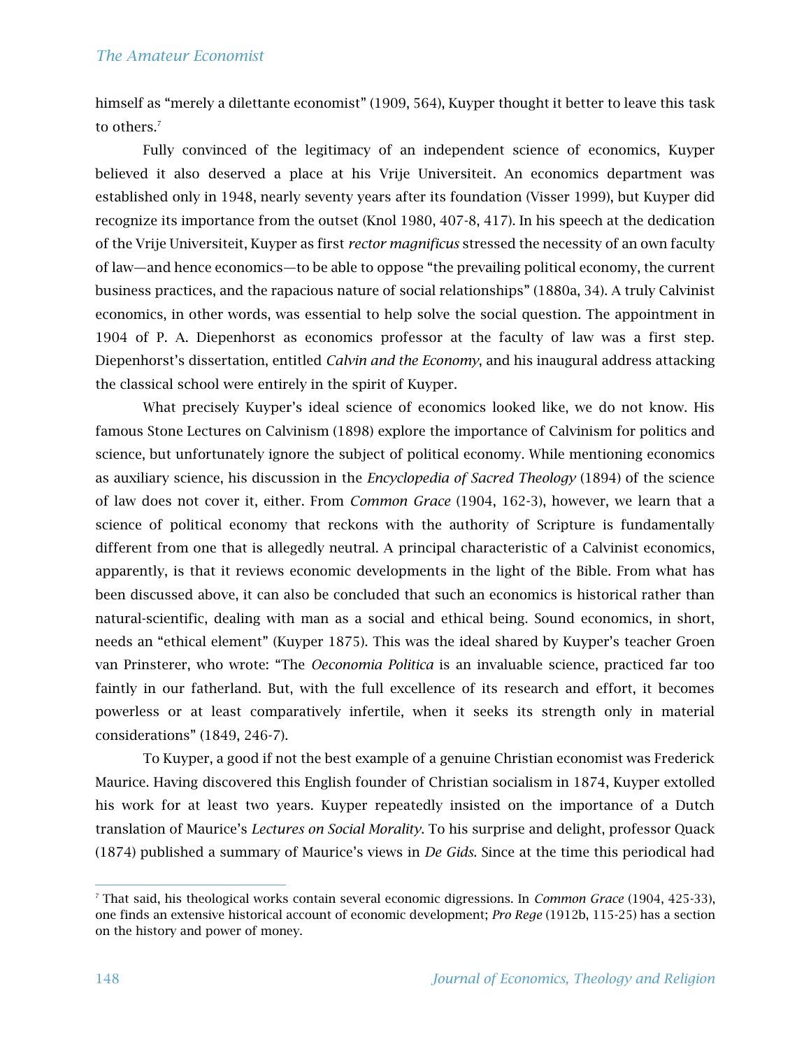himself as “merely a dilettante economist” (1909, 564), Kuyper thought it better to leave this task to others.[7]

Fully convinced of the legitimacy of an independent science of economics, Kuyper believed it also deserved a place at his Vrije Universiteit. An economics department was established only in 1948, nearly seventy years after its foundation (Visser 1999), but Kuyper did recognize its importance from the outset (Knol 1980, 407-8, 417). In his speech at the dedication of the Vrije Universiteit, Kuyper as first *rector magnificus* stressed the necessity of an own faculty of law—and hence economics—to be able to oppose “the prevailing political economy, the current business practices, and the rapacious nature of social relationships” (1880a, 34). A truly Calvinist economics, in other words, was essential to help solve the social question. The appointment in 1904 of P. A. Diepenhorst as economics professor at the faculty of law was a first step. Diepenhorst’s dissertation, entitled *Calvin and the Economy*, and his inaugural address attacking the classical school were entirely in the spirit of Kuyper.

What precisely Kuyper’s ideal science of economics looked like, we do not know. His famous Stone Lectures on Calvinism (1898) explore the importance of Calvinism for politics and science, but unfortunately ignore the subject of political economy. While mentioning economics as auxiliary science, his discussion in the *Encyclopedia of Sacred Theology* (1894) of the science of law does not cover it, either. From *Common Grace* (1904, 162-3), however, we learn that a science of political economy that reckons with the authority of Scripture is fundamentally different from one that is allegedly neutral. A principal characteristic of a Calvinist economics, apparently, is that it reviews economic developments in the light of the Bible. From what has been discussed above, it can also be concluded that such an economics is historical rather than natural-scientific, dealing with man as a social and ethical being. Sound economics, in short, needs an “ethical element” (Kuyper 1875). This was the ideal shared by Kuyper’s teacher Groen van Prinsterer, who wrote: “The *Oeconomia Politica* is an invaluable science, practiced far too faintly in our fatherland. But, with the full excellence of its research and effort, it becomes powerless or at least comparatively infertile, when it seeks its strength only in material considerations” (1849, 246-7).

To Kuyper, a good if not the best example of a genuine Christian economist was Frederick Maurice. Having discovered this English founder of Christian socialism in 1874, Kuyper extolled his work for at least two years. Kuyper repeatedly insisted on the importance of a Dutch translation of Maurice’s *Lectures on Social Morality*. To his surprise and delight, professor Quack (1874) published a summary of Maurice’s views in *De Gids*. Since at the time this periodical had

[7] That said, his theological works contain several economic digressions. In *Common Grace* (1904, 425-33), one finds an extensive historical account of economic development; *Pro Rege* (1912b, 115-25) has a section on the history and power of money.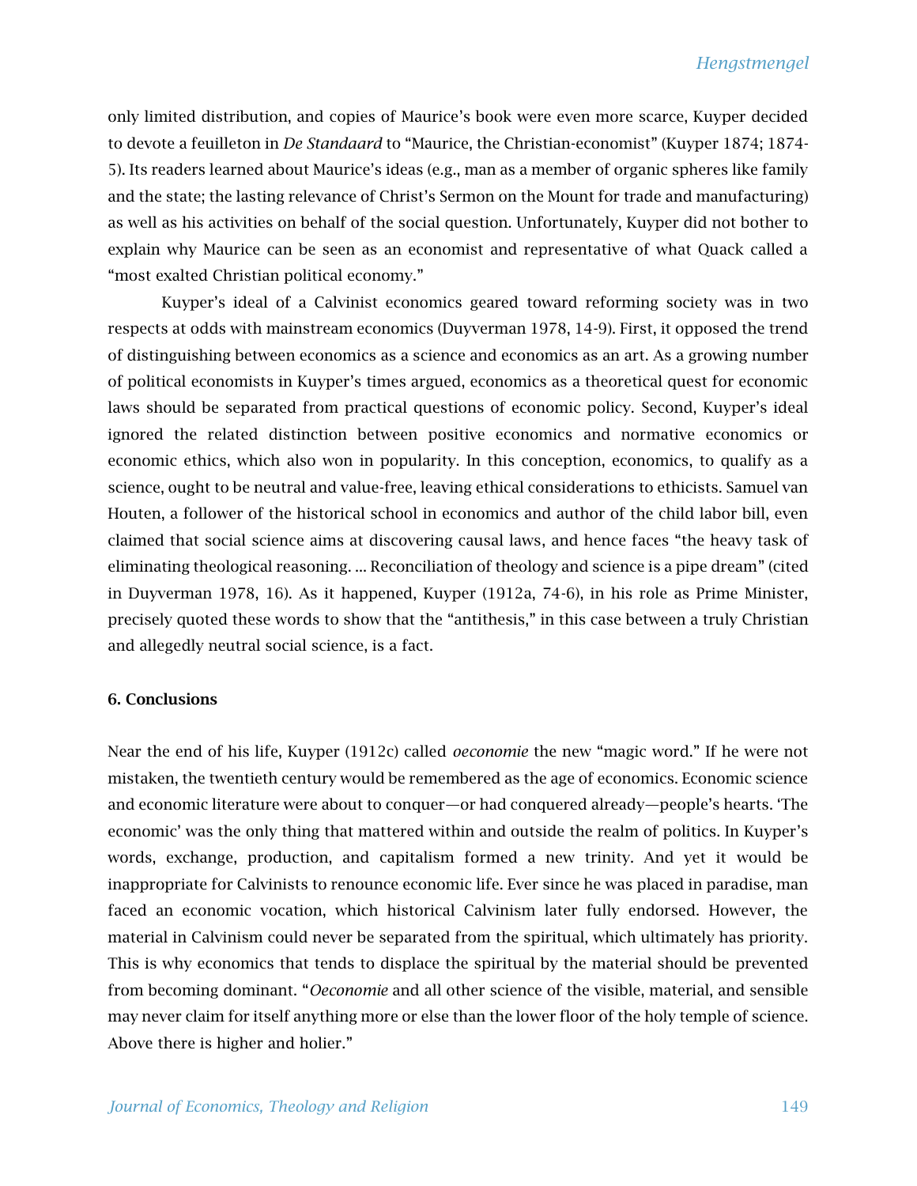only limited distribution, and copies of Maurice's book were even more scarce, Kuyper decided to devote a feuilleton in *De Standaard* to "Maurice, the Christian-economist" (Kuyper 1874; 1874-5). Its readers learned about Maurice's ideas (e.g., man as a member of organic spheres like family and the state; the lasting relevance of Christ's Sermon on the Mount for trade and manufacturing) as well as his activities on behalf of the social question. Unfortunately, Kuyper did not bother to explain why Maurice can be seen as an economist and representative of what Quack called a "most exalted Christian political economy."

Kuyper's ideal of a Calvinist economics geared toward reforming society was in two respects at odds with mainstream economics (Duyverman 1978, 14-9). First, it opposed the trend of distinguishing between economics as a science and economics as an art. As a growing number of political economists in Kuyper's times argued, economics as a theoretical quest for economic laws should be separated from practical questions of economic policy. Second, Kuyper's ideal ignored the related distinction between positive economics and normative economics or economic ethics, which also won in popularity. In this conception, economics, to qualify as a science, ought to be neutral and value-free, leaving ethical considerations to ethicists. Samuel van Houten, a follower of the historical school in economics and author of the child labor bill, even claimed that social science aims at discovering causal laws, and hence faces "the heavy task of eliminating theological reasoning. ... Reconciliation of theology and science is a pipe dream" (cited in Duyverman 1978, 16). As it happened, Kuyper (1912a, 74-6), in his role as Prime Minister, precisely quoted these words to show that the "antithesis," in this case between a truly Christian and allegedly neutral social science, is a fact.

### 6. Conclusions

Near the end of his life, Kuyper (1912c) called *oeconomie* the new "magic word." If he were not mistaken, the twentieth century would be remembered as the age of economics. Economic science and economic literature were about to conquer—or had conquered already—people's hearts. 'The economic' was the only thing that mattered within and outside the realm of politics. In Kuyper's words, exchange, production, and capitalism formed a new trinity. And yet it would be inappropriate for Calvinists to renounce economic life. Ever since he was placed in paradise, man faced an economic vocation, which historical Calvinism later fully endorsed. However, the material in Calvinism could never be separated from the spiritual, which ultimately has priority. This is why economics that tends to displace the spiritual by the material should be prevented from becoming dominant. "*Oeconomie* and all other science of the visible, material, and sensible may never claim for itself anything more or else than the lower floor of the holy temple of science. Above there is higher and holier."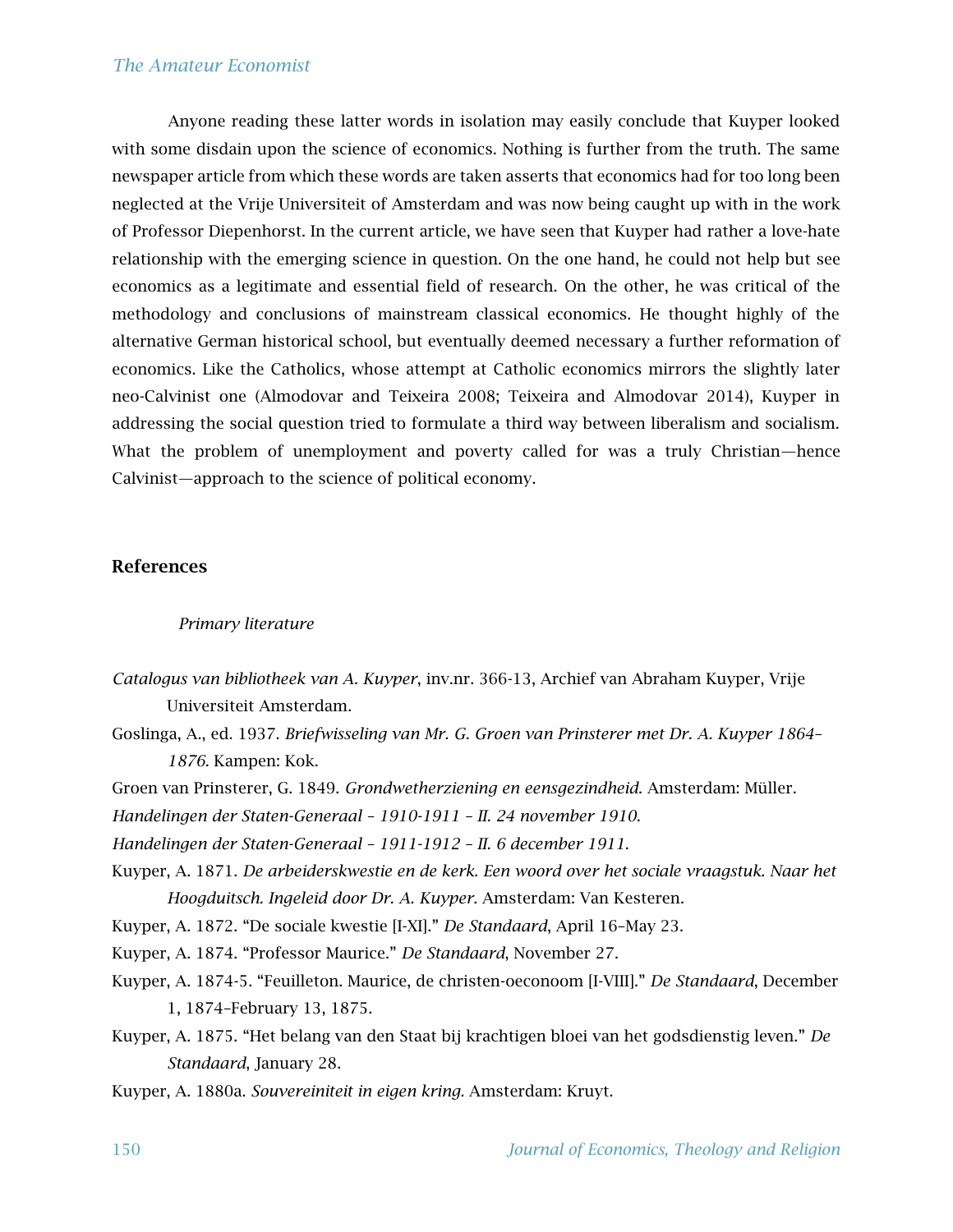Anyone reading these latter words in isolation may easily conclude that Kuyper looked with some disdain upon the science of economics. Nothing is further from the truth. The same newspaper article from which these words are taken asserts that economics had for too long been neglected at the Vrije Universiteit of Amsterdam and was now being caught up with in the work of Professor Diepenhorst. In the current article, we have seen that Kuyper had rather a love-hate relationship with the emerging science in question. On the one hand, he could not help but see economics as a legitimate and essential field of research. On the other, he was critical of the methodology and conclusions of mainstream classical economics. He thought highly of the alternative German historical school, but eventually deemed necessary a further reformation of economics. Like the Catholics, whose attempt at Catholic economics mirrors the slightly later neo-Calvinist one (Almodovar and Teixeira 2008; Teixeira and Almodovar 2014), Kuyper in addressing the social question tried to formulate a third way between liberalism and socialism. What the problem of unemployment and poverty called for was a truly Christian—hence Calvinist—approach to the science of political economy.

## References

*Primary literature*

*Catalogus van bibliotheek van A. Kuyper*, inv.nr. 366-13, Archief van Abraham Kuyper, Vrije Universiteit Amsterdam.

Goslinga, A., ed. 1937. *Briefwisseling van Mr. G. Groen van Prinsterer met Dr. A. Kuyper 1864–1876.* Kampen: Kok.

Groen van Prinsterer, G. 1849. *Grondwetherziening en eensgezindheid*. Amsterdam: Müller.

*Handelingen der Staten-Generaal – 1910-1911 – II. 24 november 1910.*

*Handelingen der Staten-Generaal – 1911-1912 – II. 6 december 1911.*

Kuyper, A. 1871. *De arbeiderskwestie en de kerk. Een woord over het sociale vraagstuk. Naar het Hoogduitsch. Ingeleid door Dr. A. Kuyper*. Amsterdam: Van Kesteren.

Kuyper, A. 1872. "De sociale kwestie [I-XI]." *De Standaard*, April 16–May 23.

Kuyper, A. 1874. "Professor Maurice." *De Standaard*, November 27.

Kuyper, A. 1874-5. "Feuilleton. Maurice, de christen-oeconoom [I-VIII]." *De Standaard*, December 1, 1874–February 13, 1875.

Kuyper, A. 1875. "Het belang van den Staat bij krachtigen bloei van het godsdienstig leven." *De Standaard*, January 28.

Kuyper, A. 1880a. *Souvereiniteit in eigen kring.* Amsterdam: Kruyt.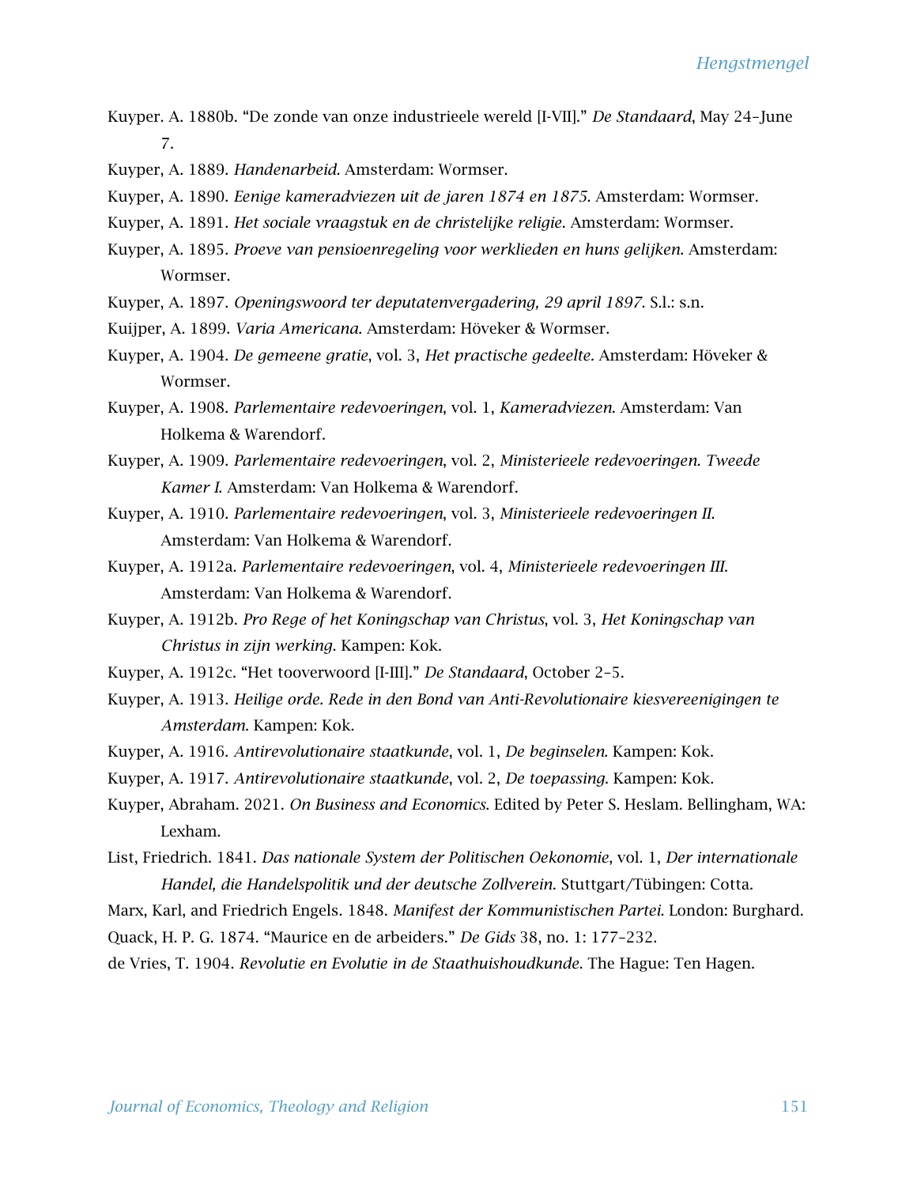Kuyper. A. 1880b. "De zonde van onze industrieele wereld [I-VII]." *De Standaard*, May 24–June 7.

Kuyper, A. 1889. *Handenarbeid*. Amsterdam: Wormser.

Kuyper, A. 1890. *Eenige kameradviezen uit de jaren 1874 en 1875*. Amsterdam: Wormser.

Kuyper, A. 1891. *Het sociale vraagstuk en de christelijke religie*. Amsterdam: Wormser.

Kuyper, A. 1895. *Proeve van pensioenregeling voor werklieden en huns gelijken*. Amsterdam: Wormser.

Kuyper, A. 1897. *Openingswoord ter deputatenvergadering, 29 april 1897*. S.l.: s.n.

Kuijper, A. 1899. *Varia Americana*. Amsterdam: Höveker & Wormser.

Kuyper, A. 1904. *De gemeene gratie*, vol. 3, *Het practische gedeelte*. Amsterdam: Höveker & Wormser.

Kuyper, A. 1908. *Parlementaire redevoeringen*, vol. 1, *Kameradviezen*. Amsterdam: Van Holkema & Warendorf.

Kuyper, A. 1909. *Parlementaire redevoeringen*, vol. 2, *Ministerieele redevoeringen. Tweede Kamer I*. Amsterdam: Van Holkema & Warendorf.

Kuyper, A. 1910. *Parlementaire redevoeringen*, vol. 3, *Ministerieele redevoeringen II*. Amsterdam: Van Holkema & Warendorf.

Kuyper, A. 1912a. *Parlementaire redevoeringen*, vol. 4, *Ministerieele redevoeringen III*. Amsterdam: Van Holkema & Warendorf.

Kuyper, A. 1912b. *Pro Rege of het Koningschap van Christus*, vol. 3, *Het Koningschap van Christus in zijn werking*. Kampen: Kok.

Kuyper, A. 1912c. "Het tooverwoord [I-III]." *De Standaard*, October 2–5.

Kuyper, A. 1913. *Heilige orde. Rede in den Bond van Anti-Revolutionaire kiesvereenigingen te Amsterdam*. Kampen: Kok.

Kuyper, A. 1916. *Antirevolutionaire staatkunde*, vol. 1, *De beginselen*. Kampen: Kok.

Kuyper, A. 1917. *Antirevolutionaire staatkunde*, vol. 2, *De toepassing*. Kampen: Kok.

Kuyper, Abraham. 2021. *On Business and Economics*. Edited by Peter S. Heslam. Bellingham, WA: Lexham.

List, Friedrich. 1841. *Das nationale System der Politischen Oekonomie*, vol. 1, *Der internationale Handel, die Handelspolitik und der deutsche Zollverein*. Stuttgart/Tübingen: Cotta.

Marx, Karl, and Friedrich Engels. 1848. *Manifest der Kommunistischen Partei*. London: Burghard.

Quack, H. P. G. 1874. "Maurice en de arbeiders." *De Gids* 38, no. 1: 177–232.

de Vries, T. 1904. *Revolutie en Evolutie in de Staathuishoudkunde*. The Hague: Ten Hagen.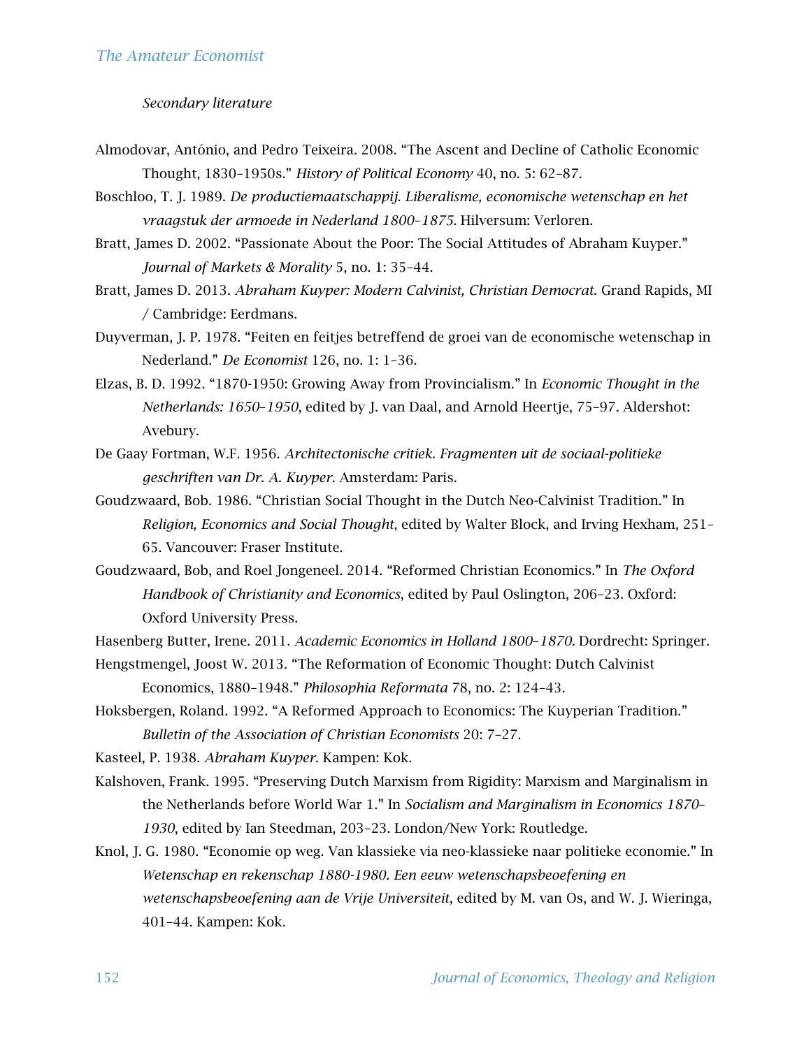*Secondary literature*

Almodovar, António, and Pedro Teixeira. 2008. "The Ascent and Decline of Catholic Economic Thought, 1830–1950s." *History of Political Economy* 40, no. 5: 62–87.

Boschloo, T. J. 1989. *De productiemaatschappij. Liberalisme, economische wetenschap en het vraagstuk der armoede in Nederland 1800–1875.* Hilversum: Verloren.

Bratt, James D. 2002. "Passionate About the Poor: The Social Attitudes of Abraham Kuyper." *Journal of Markets & Morality* 5, no. 1: 35–44.

Bratt, James D. 2013. *Abraham Kuyper: Modern Calvinist, Christian Democrat.* Grand Rapids, MI / Cambridge: Eerdmans.

Duyverman, J. P. 1978. "Feiten en feitjes betreffend de groei van de economische wetenschap in Nederland." *De Economist* 126, no. 1: 1–36.

Elzas, B. D. 1992. "1870-1950: Growing Away from Provincialism." In *Economic Thought in the Netherlands: 1650–1950*, edited by J. van Daal, and Arnold Heertje, 75–97. Aldershot: Avebury.

De Gaay Fortman, W.F. 1956. *Architectonische critiek. Fragmenten uit de sociaal-politieke geschriften van Dr. A. Kuyper.* Amsterdam: Paris.

Goudzwaard, Bob. 1986. "Christian Social Thought in the Dutch Neo-Calvinist Tradition." In *Religion, Economics and Social Thought*, edited by Walter Block, and Irving Hexham, 251–65. Vancouver: Fraser Institute.

Goudzwaard, Bob, and Roel Jongeneel. 2014. "Reformed Christian Economics." In *The Oxford Handbook of Christianity and Economics*, edited by Paul Oslington, 206–23. Oxford: Oxford University Press.

Hasenberg Butter, Irene. 2011. *Academic Economics in Holland 1800–1870.* Dordrecht: Springer.

Hengstmengel, Joost W. 2013. "The Reformation of Economic Thought: Dutch Calvinist Economics, 1880–1948." *Philosophia Reformata* 78, no. 2: 124–43.

Hoksbergen, Roland. 1992. "A Reformed Approach to Economics: The Kuyperian Tradition." *Bulletin of the Association of Christian Economists* 20: 7–27.

Kasteel, P. 1938. *Abraham Kuyper.* Kampen: Kok.

Kalshoven, Frank. 1995. "Preserving Dutch Marxism from Rigidity: Marxism and Marginalism in the Netherlands before World War 1." In *Socialism and Marginalism in Economics 1870–1930*, edited by Ian Steedman, 203–23. London/New York: Routledge.

Knol, J. G. 1980. "Economie op weg. Van klassieke via neo-klassieke naar politieke economie." In *Wetenschap en rekenschap 1880-1980. Een eeuw wetenschapsbeoefening en wetenschapsbeoefening aan de Vrije Universiteit*, edited by M. van Os, and W. J. Wieringa, 401–44. Kampen: Kok.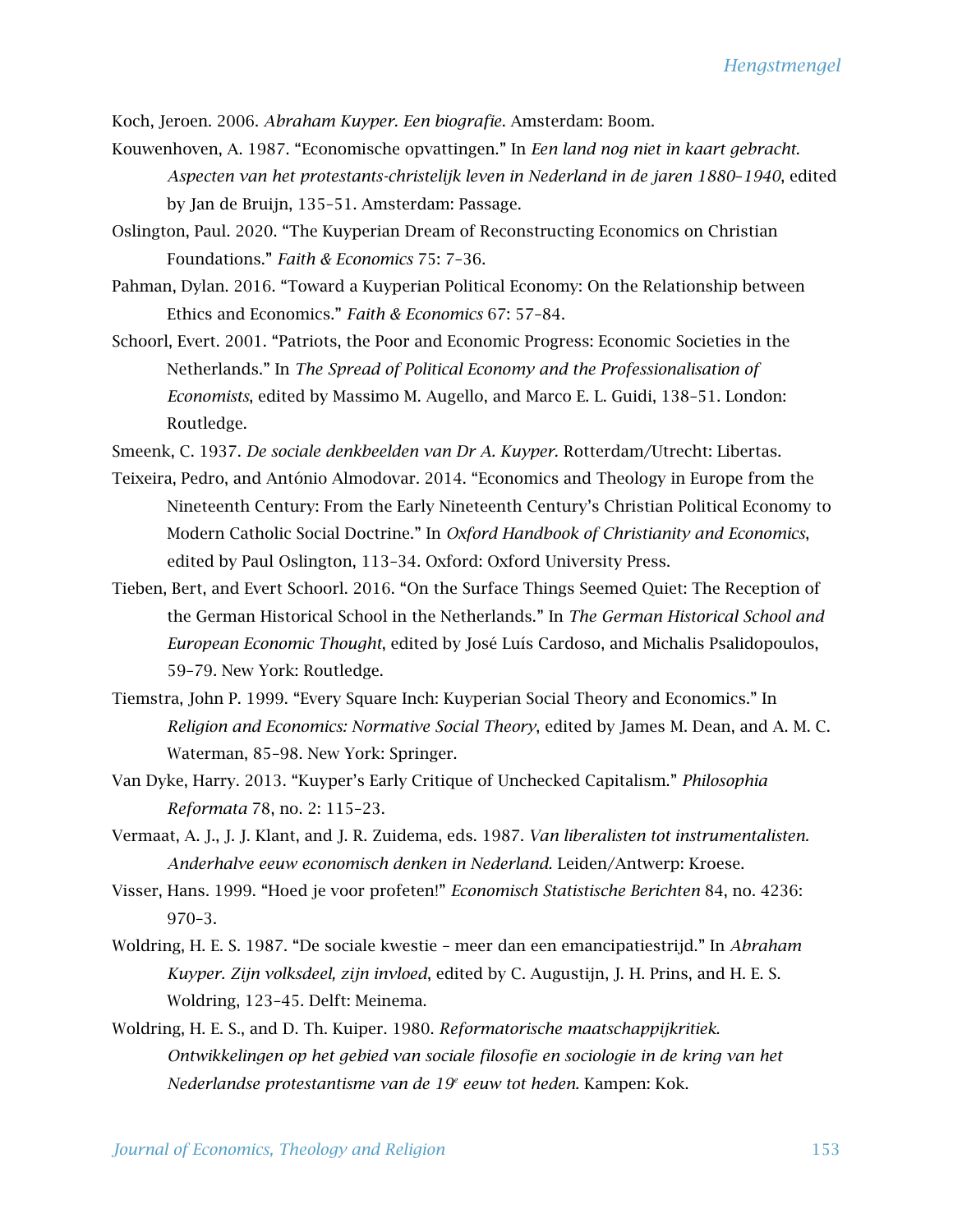Koch, Jeroen. 2006. *Abraham Kuyper. Een biografie.* Amsterdam: Boom.

Kouwenhoven, A. 1987. "Economische opvattingen." In *Een land nog niet in kaart gebracht. Aspecten van het protestants-christelijk leven in Nederland in de jaren 1880–1940*, edited by Jan de Bruijn, 135–51. Amsterdam: Passage.

Oslington, Paul. 2020. "The Kuyperian Dream of Reconstructing Economics on Christian Foundations." *Faith & Economics* 75: 7–36.

Pahman, Dylan. 2016. "Toward a Kuyperian Political Economy: On the Relationship between Ethics and Economics." *Faith & Economics* 67: 57–84.

Schoorl, Evert. 2001. "Patriots, the Poor and Economic Progress: Economic Societies in the Netherlands." In *The Spread of Political Economy and the Professionalisation of Economists*, edited by Massimo M. Augello, and Marco E. L. Guidi, 138–51. London: Routledge.

Smeenk, C. 1937. *De sociale denkbeelden van Dr A. Kuyper.* Rotterdam/Utrecht: Libertas.

Teixeira, Pedro, and António Almodovar. 2014. "Economics and Theology in Europe from the Nineteenth Century: From the Early Nineteenth Century's Christian Political Economy to Modern Catholic Social Doctrine." In *Oxford Handbook of Christianity and Economics*, edited by Paul Oslington, 113–34. Oxford: Oxford University Press.

Tieben, Bert, and Evert Schoorl. 2016. "On the Surface Things Seemed Quiet: The Reception of the German Historical School in the Netherlands." In *The German Historical School and European Economic Thought*, edited by José Luís Cardoso, and Michalis Psalidopoulos, 59–79. New York: Routledge.

Tiemstra, John P. 1999. "Every Square Inch: Kuyperian Social Theory and Economics." In *Religion and Economics: Normative Social Theory*, edited by James M. Dean, and A. M. C. Waterman, 85–98. New York: Springer.

Van Dyke, Harry. 2013. "Kuyper's Early Critique of Unchecked Capitalism." *Philosophia Reformata* 78, no. 2: 115–23.

Vermaat, A. J., J. J. Klant, and J. R. Zuidema, eds. 1987. *Van liberalisten tot instrumentalisten. Anderhalve eeuw economisch denken in Nederland.* Leiden/Antwerp: Kroese.

Visser, Hans. 1999. "Hoed je voor profeten!" *Economisch Statistische Berichten* 84, no. 4236: 970–3.

Woldring, H. E. S. 1987. "De sociale kwestie – meer dan een emancipatiestrijd." In *Abraham Kuyper. Zijn volksdeel, zijn invloed*, edited by C. Augustijn, J. H. Prins, and H. E. S. Woldring, 123–45. Delft: Meinema.

Woldring, H. E. S., and D. Th. Kuiper. 1980. *Reformatorische maatschappijkritiek. Ontwikkelingen op het gebied van sociale filosofie en sociologie in de kring van het Nederlandse protestantisme van de 19e eeuw tot heden.* Kampen: Kok.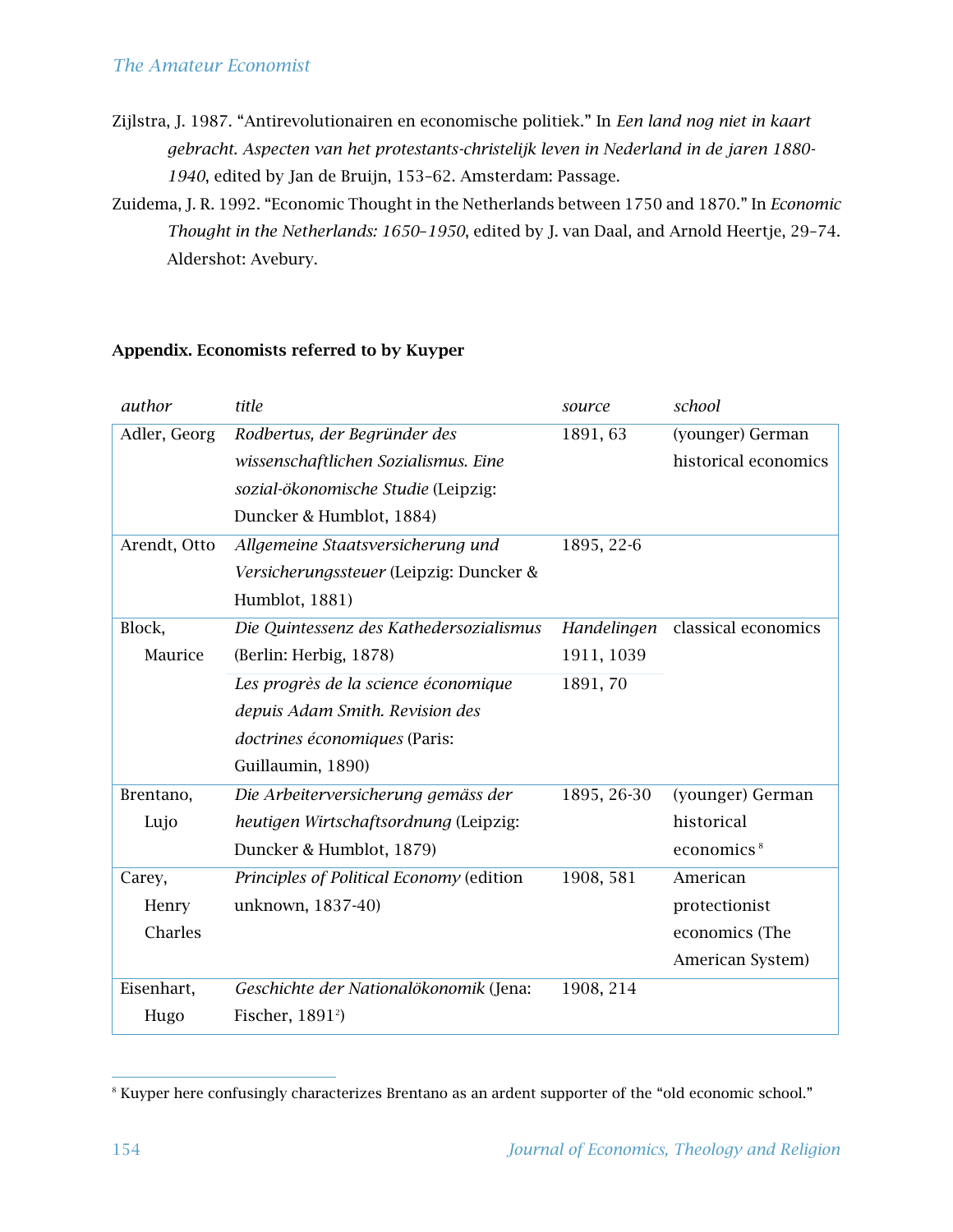Zijlstra, J. 1987. "Antirevolutionairen en economische politiek." In *Een land nog niet in kaart gebracht. Aspecten van het protestants-christelijk leven in Nederland in de jaren 1880-1940*, edited by Jan de Bruijn, 153–62. Amsterdam: Passage.

Zuidema, J. R. 1992. "Economic Thought in the Netherlands between 1750 and 1870." In *Economic Thought in the Netherlands: 1650–1950*, edited by J. van Daal, and Arnold Heertje, 29–74. Aldershot: Avebury.

### Appendix. Economists referred to by Kuyper

| *author* | *title* | *source* | *school* |
|---|---|---|---|
| Adler, Georg | *Rodbertus, der Begründer des wissenschaftlichen Sozialismus. Eine sozial-ökonomische Studie* (Leipzig: Duncker & Humblot, 1884) | 1891, 63 | (younger) German historical economics |
| Arendt, Otto | *Allgemeine Staatsversicherung und Versicherungssteuer* (Leipzig: Duncker & Humblot, 1881) | 1895, 22-6 | |
| Block, Maurice | *Die Quintessenz des Kathedersozialismus* (Berlin: Herbig, 1878) | *Handelingen* 1911, 1039 | classical economics |
| | *Les progrès de la science économique depuis Adam Smith. Revision des doctrines économiques* (Paris: Guillaumin, 1890) | 1891, 70 | |
| Brentano, Lujo | *Die Arbeiterversicherung gemäss der heutigen Wirtschaftsordnung* (Leipzig: Duncker & Humblot, 1879) | 1895, 26-30 | (younger) German historical economics[8] |
| Carey, Henry Charles | *Principles of Political Economy* (edition unknown, 1837-40) | 1908, 581 | American protectionist economics (The American System) |
| Eisenhart, Hugo | *Geschichte der Nationalökonomik* (Jena: Fischer, 1891²) | 1908, 214 | |

[8] Kuyper here confusingly characterizes Brentano as an ardent supporter of the "old economic school."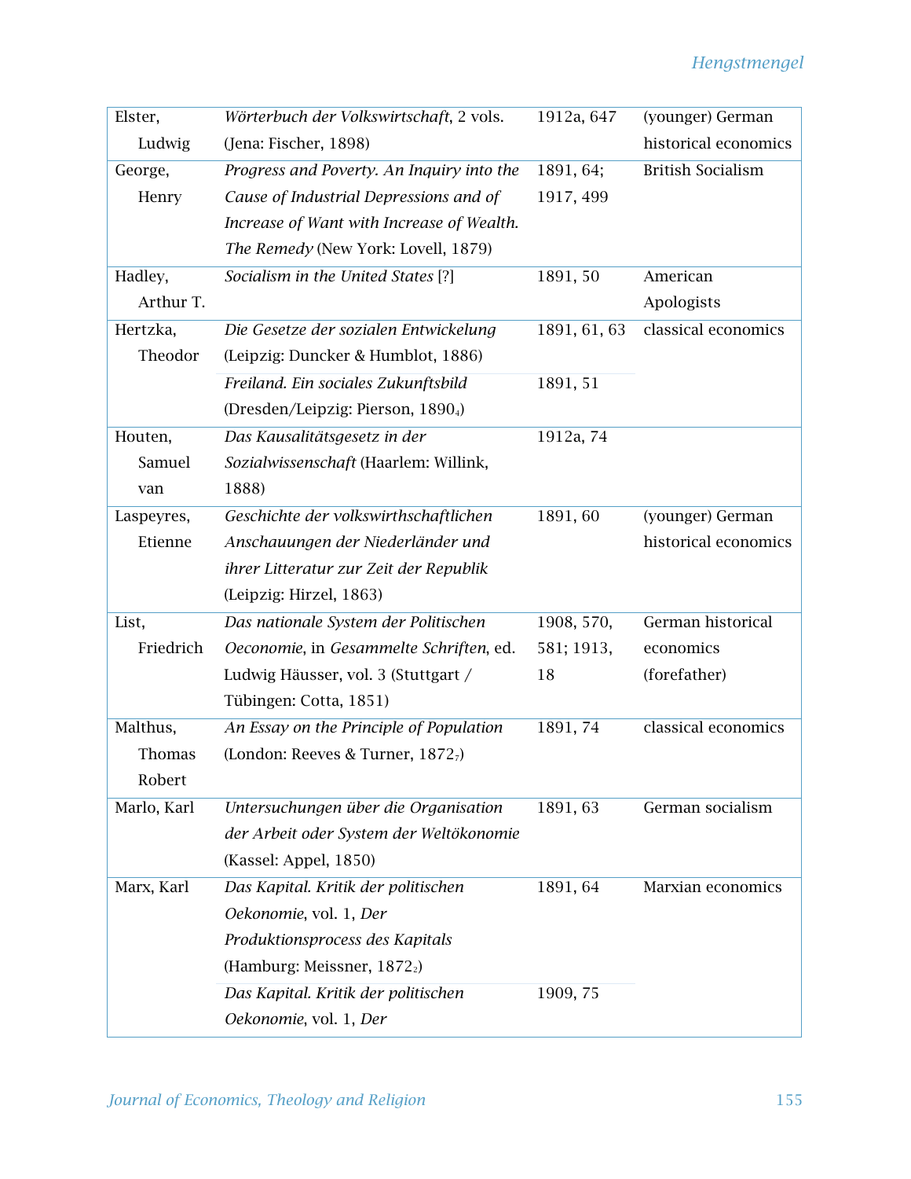| Elster, Ludwig | *Wörterbuch der Volkswirtschaft*, 2 vols. (Jena: Fischer, 1898) | 1912a, 647 | (younger) German historical economics |
|---|---|---|---|
| George, Henry | *Progress and Poverty. An Inquiry into the Cause of Industrial Depressions and of Increase of Want with Increase of Wealth. The Remedy* (New York: Lovell, 1879) | 1891, 64; 1917, 499 | British Socialism |
| Hadley, Arthur T. | *Socialism in the United States* [?] | 1891, 50 | American Apologists |
| Hertzka, Theodor | *Die Gesetze der sozialen Entwickelung* (Leipzig: Duncker & Humblot, 1886) | 1891, 61, 63 | classical economics |
| | *Freiland. Ein sociales Zukunftsbild* (Dresden/Leipzig: Pierson, 1890₄) | 1891, 51 | |
| Houten, Samuel van | *Das Kausalitätsgesetz in der Sozialwissenschaft* (Haarlem: Willink, 1888) | 1912a, 74 | |
| Laspeyres, Etienne | *Geschichte der volkswirthschaftlichen Anschauungen der Niederländer und ihrer Litteratur zur Zeit der Republik* (Leipzig: Hirzel, 1863) | 1891, 60 | (younger) German historical economics |
| List, Friedrich | *Das nationale System der Politischen Oeconomie*, in *Gesammelte Schriften*, ed. Ludwig Häusser, vol. 3 (Stuttgart / Tübingen: Cotta, 1851) | 1908, 570, 581; 1913, 18 | German historical economics (forefather) |
| Malthus, Thomas Robert | *An Essay on the Principle of Population* (London: Reeves & Turner, 1872₇) | 1891, 74 | classical economics |
| Marlo, Karl | *Untersuchungen über die Organisation der Arbeit oder System der Weltökonomie* (Kassel: Appel, 1850) | 1891, 63 | German socialism |
| Marx, Karl | *Das Kapital. Kritik der politischen Oekonomie*, vol. 1, *Der Produktionsprocess des Kapitals* (Hamburg: Meissner, 1872₂) | 1891, 64 | Marxian economics |
| | *Das Kapital. Kritik der politischen Oekonomie*, vol. 1, *Der* | 1909, 75 | |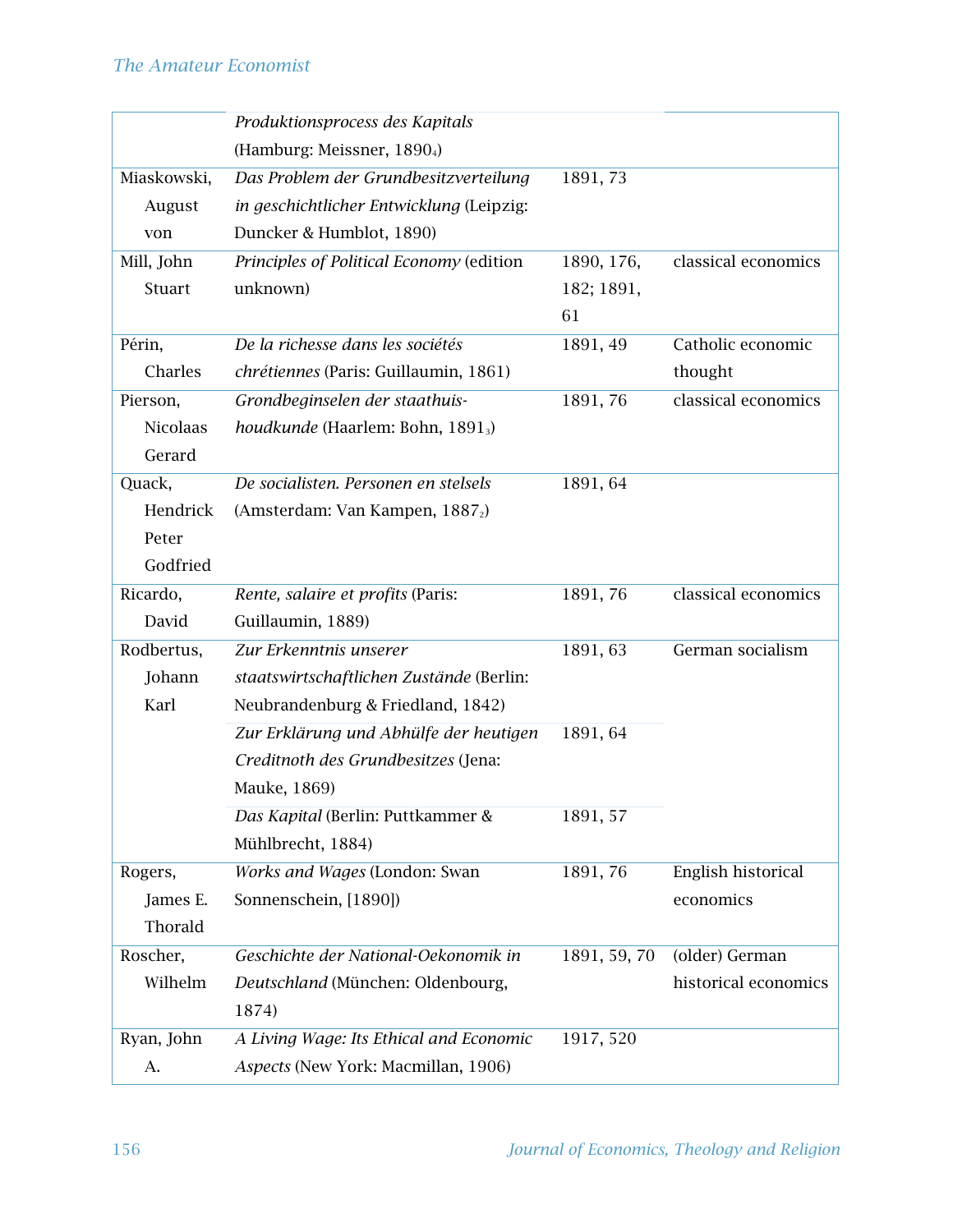| | | | |
|---|---|---|---|
| | *Produktionsprocess des Kapitals* (Hamburg: Meissner, 1890[4]) | | |
| Miaskowski, August von | *Das Problem der Grundbesitzverteilung in geschichtlicher Entwicklung* (Leipzig: Duncker & Humblot, 1890) | 1891, 73 | |
| Mill, John Stuart | *Principles of Political Economy* (edition unknown) | 1890, 176, 182; 1891, 61 | classical economics |
| Périn, Charles | *De la richesse dans les sociétés chrétiennes* (Paris: Guillaumin, 1861) | 1891, 49 | Catholic economic thought |
| Pierson, Nicolaas Gerard | *Grondbeginselen der staathuis-houdkunde* (Haarlem: Bohn, 1891[3]) | 1891, 76 | classical economics |
| Quack, Hendrick Peter Godfried | *De socialisten. Personen en stelsels* (Amsterdam: Van Kampen, 1887[2]) | 1891, 64 | |
| Ricardo, David | *Rente, salaire et profits* (Paris: Guillaumin, 1889) | 1891, 76 | classical economics |
| Rodbertus, Johann Karl | *Zur Erkenntnis unserer staatswirtschaftlichen Zustände* (Berlin: Neubrandenburg & Friedland, 1842) | 1891, 63 | German socialism |
| | *Zur Erklärung und Abhülfe der heutigen Creditnoth des Grundbesitzes* (Jena: Mauke, 1869) | 1891, 64 | |
| | *Das Kapital* (Berlin: Puttkammer & Mühlbrecht, 1884) | 1891, 57 | |
| Rogers, James E. Thorald | *Works and Wages* (London: Swan Sonnenschein, [1890]) | 1891, 76 | English historical economics |
| Roscher, Wilhelm | *Geschichte der National-Oekonomik in Deutschland* (München: Oldenbourg, 1874) | 1891, 59, 70 | (older) German historical economics |
| Ryan, John A. | *A Living Wage: Its Ethical and Economic Aspects* (New York: Macmillan, 1906) | 1917, 520 | |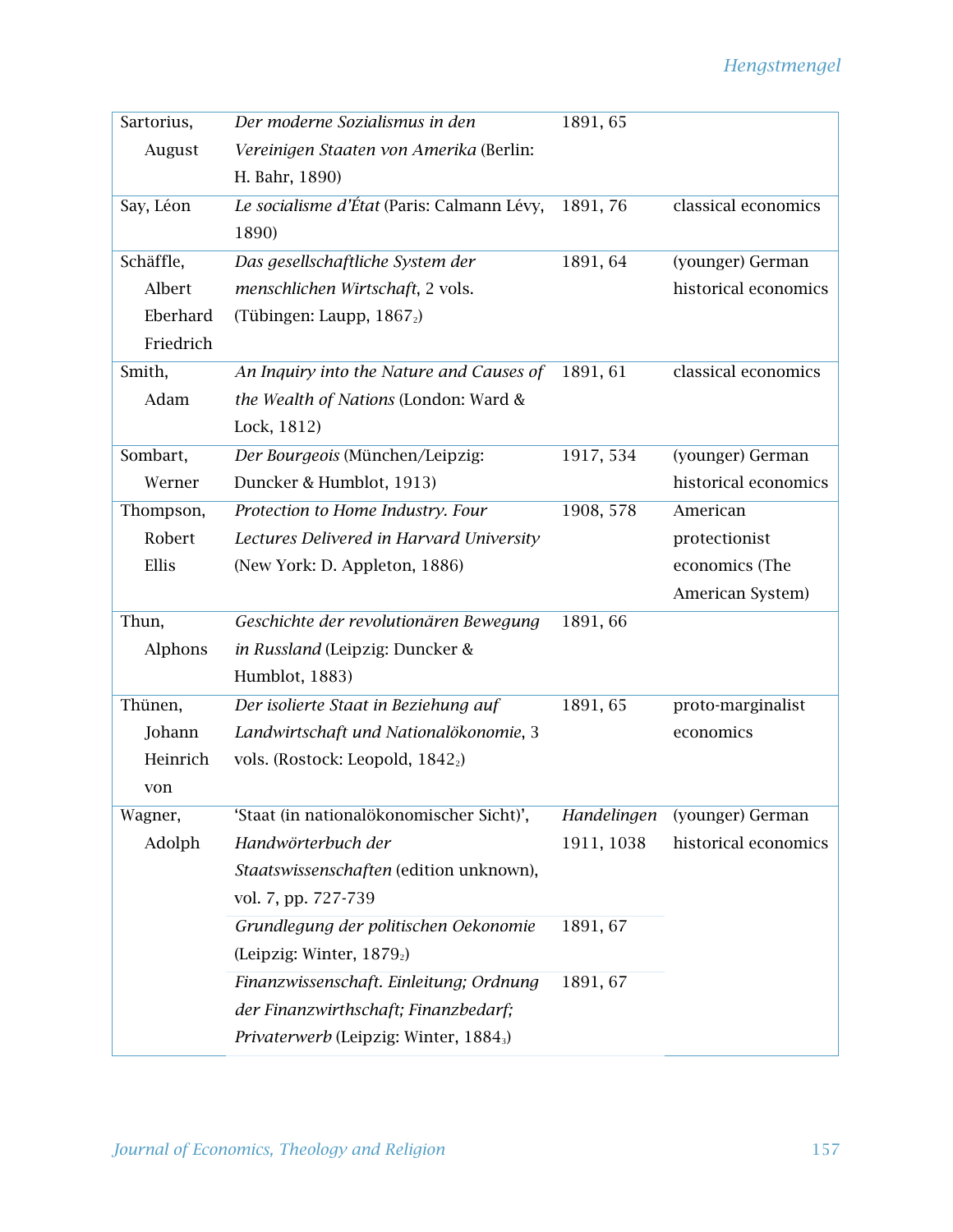| | | | |
|---|---|---|---|
| Sartorius, August | *Der moderne Sozialismus in den Vereinigten Staaten von Amerika* (Berlin: H. Bahr, 1890) | 1891, 65 | |
| Say, Léon | *Le socialisme d'État* (Paris: Calmann Lévy, 1890) | 1891, 76 | classical economics |
| Schäffle, Albert Eberhard Friedrich | *Das gesellschaftliche System der menschlichen Wirtschaft*, 2 vols. (Tübingen: Laupp, 1867[2]) | 1891, 64 | (younger) German historical economics |
| Smith, Adam | *An Inquiry into the Nature and Causes of the Wealth of Nations* (London: Ward & Lock, 1812) | 1891, 61 | classical economics |
| Sombart, Werner | *Der Bourgeois* (München/Leipzig: Duncker & Humblot, 1913) | 1917, 534 | (younger) German historical economics |
| Thompson, Robert Ellis | *Protection to Home Industry. Four Lectures Delivered in Harvard University* (New York: D. Appleton, 1886) | 1908, 578 | American protectionist economics (The American System) |
| Thun, Alphons | *Geschichte der revolutionären Bewegung in Russland* (Leipzig: Duncker & Humblot, 1883) | 1891, 66 | |
| Thünen, Johann Heinrich von | *Der isolierte Staat in Beziehung auf Landwirtschaft und Nationalökonomie*, 3 vols. (Rostock: Leopold, 1842[2]) | 1891, 65 | proto-marginalist economics |
| Wagner, Adolph | 'Staat (in nationalökonomischer Sicht)', *Handwörterbuch der Staatswissenschaften* (edition unknown), vol. 7, pp. 727-739 | *Handelingen* 1911, 1038 | (younger) German historical economics |
| | *Grundlegung der politischen Oekonomie* (Leipzig: Winter, 1879[2]) | 1891, 67 | |
| | *Finanzwissenschaft. Einleitung; Ordnung der Finanzwirthschaft; Finanzbedarf; Privaterwerb* (Leipzig: Winter, 1884[3]) | 1891, 67 | |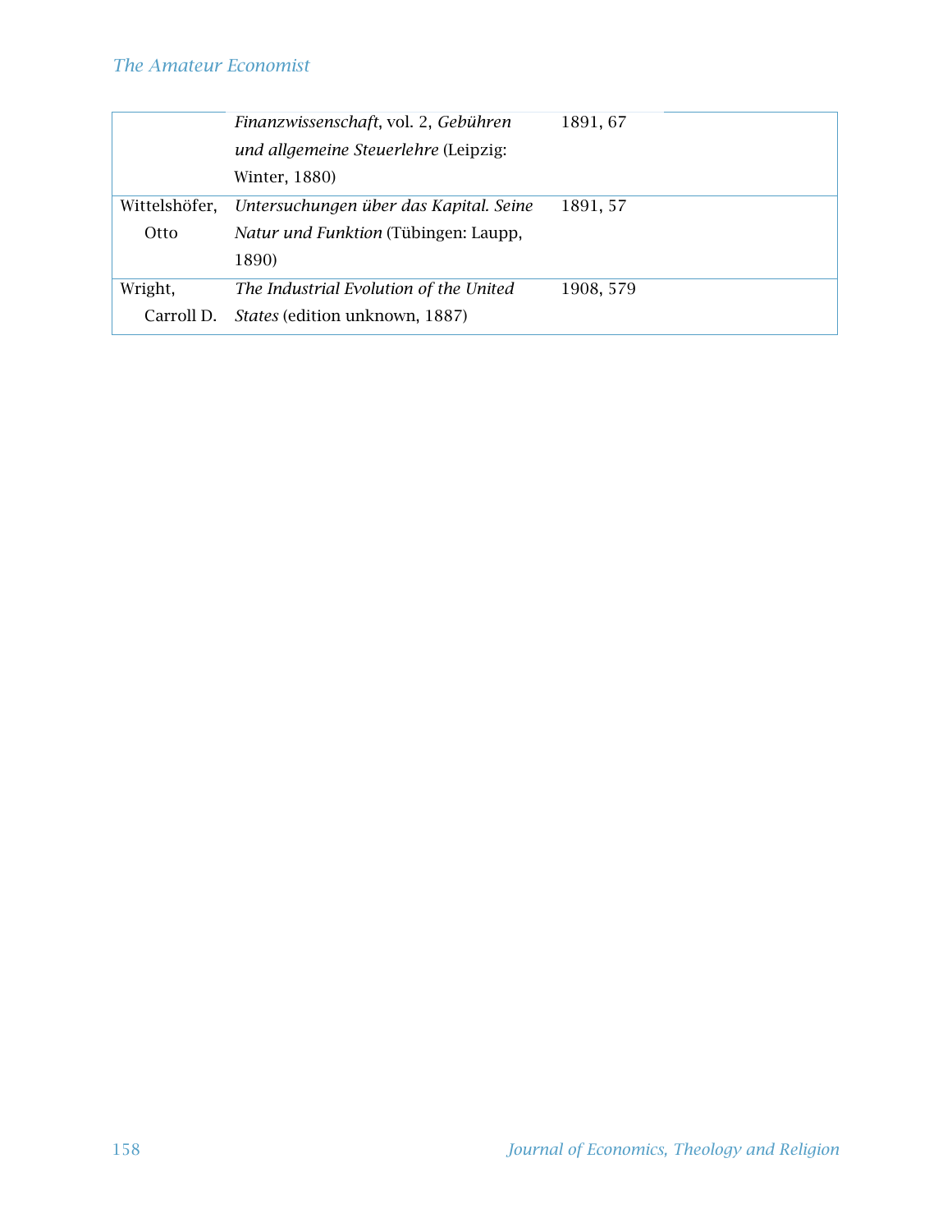| | | |
|---|---|---|
| | *Finanzwissenschaft*, vol. 2, *Gebühren und allgemeine Steuerlehre* (Leipzig: Winter, 1880) | 1891, 67 |
| Wittelshöfer, Otto | *Untersuchungen über das Kapital. Seine Natur und Funktion* (Tübingen: Laupp, 1890) | 1891, 57 |
| Wright, Carroll D. | *The Industrial Evolution of the United States* (edition unknown, 1887) | 1908, 579 |